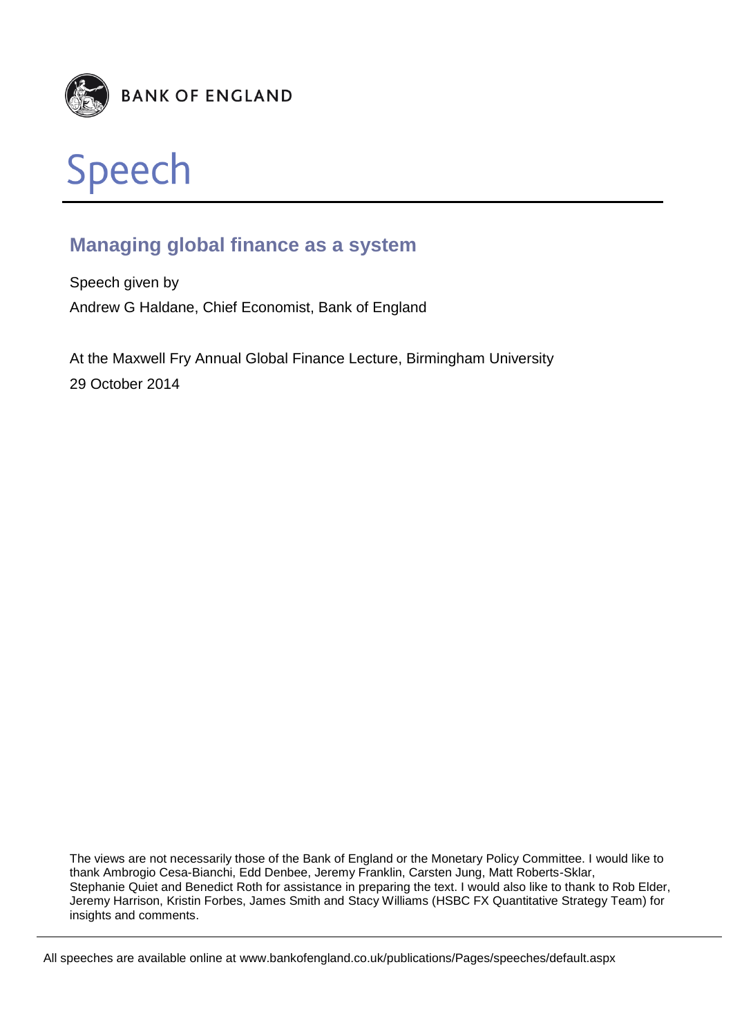BANK OF ENGLAND

# Speech

## Managing global finance as a system

Speech given by

Andrew G Haldane, Chief Economist, Bank of England

At the Maxwell Fry Annual Global Finance Lecture, Birmingham University

29 October 2014

The views are not necessarily those of the Bank of England or the Monetary Policy Committee. I would like to thank Ambrogio Cesa-Bianchi, Edd Denbee, Jeremy Franklin, Carsten Jung, Matt Roberts-Sklar, Stephanie Quiet and Benedict Roth for assistance in preparing the text. I would also like to thank to Rob Elder, Jeremy Harrison, Kristin Forbes, James Smith and Stacy Williams (HSBC FX Quantitative Strategy Team) for insights and comments.

All speeches are available online at www.bankofengland.co.uk/publications/Pages/speeches/default.aspx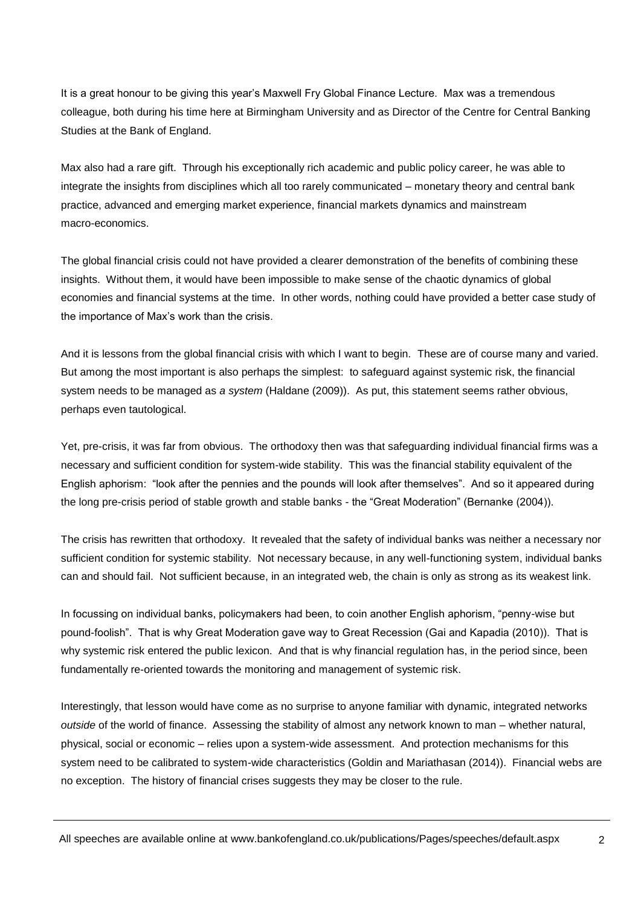It is a great honour to be giving this year's Maxwell Fry Global Finance Lecture. Max was a tremendous colleague, both during his time here at Birmingham University and as Director of the Centre for Central Banking Studies at the Bank of England.

Max also had a rare gift. Through his exceptionally rich academic and public policy career, he was able to integrate the insights from disciplines which all too rarely communicated – monetary theory and central bank practice, advanced and emerging market experience, financial markets dynamics and mainstream macro-economics.

The global financial crisis could not have provided a clearer demonstration of the benefits of combining these insights. Without them, it would have been impossible to make sense of the chaotic dynamics of global economies and financial systems at the time. In other words, nothing could have provided a better case study of the importance of Max's work than the crisis.

And it is lessons from the global financial crisis with which I want to begin. These are of course many and varied. But among the most important is also perhaps the simplest: to safeguard against systemic risk, the financial system needs to be managed as *a system* (Haldane (2009)). As put, this statement seems rather obvious, perhaps even tautological.

Yet, pre-crisis, it was far from obvious. The orthodoxy then was that safeguarding individual financial firms was a necessary and sufficient condition for system-wide stability. This was the financial stability equivalent of the English aphorism: "look after the pennies and the pounds will look after themselves". And so it appeared during the long pre-crisis period of stable growth and stable banks - the "Great Moderation" (Bernanke (2004)).

The crisis has rewritten that orthodoxy. It revealed that the safety of individual banks was neither a necessary nor sufficient condition for systemic stability. Not necessary because, in any well-functioning system, individual banks can and should fail. Not sufficient because, in an integrated web, the chain is only as strong as its weakest link.

In focussing on individual banks, policymakers had been, to coin another English aphorism, "penny-wise but pound-foolish". That is why Great Moderation gave way to Great Recession (Gai and Kapadia (2010)). That is why systemic risk entered the public lexicon. And that is why financial regulation has, in the period since, been fundamentally re-oriented towards the monitoring and management of systemic risk.

Interestingly, that lesson would have come as no surprise to anyone familiar with dynamic, integrated networks *outside* of the world of finance. Assessing the stability of almost any network known to man – whether natural, physical, social or economic – relies upon a system-wide assessment. And protection mechanisms for this system need to be calibrated to system-wide characteristics (Goldin and Mariathasan (2014)). Financial webs are no exception. The history of financial crises suggests they may be closer to the rule.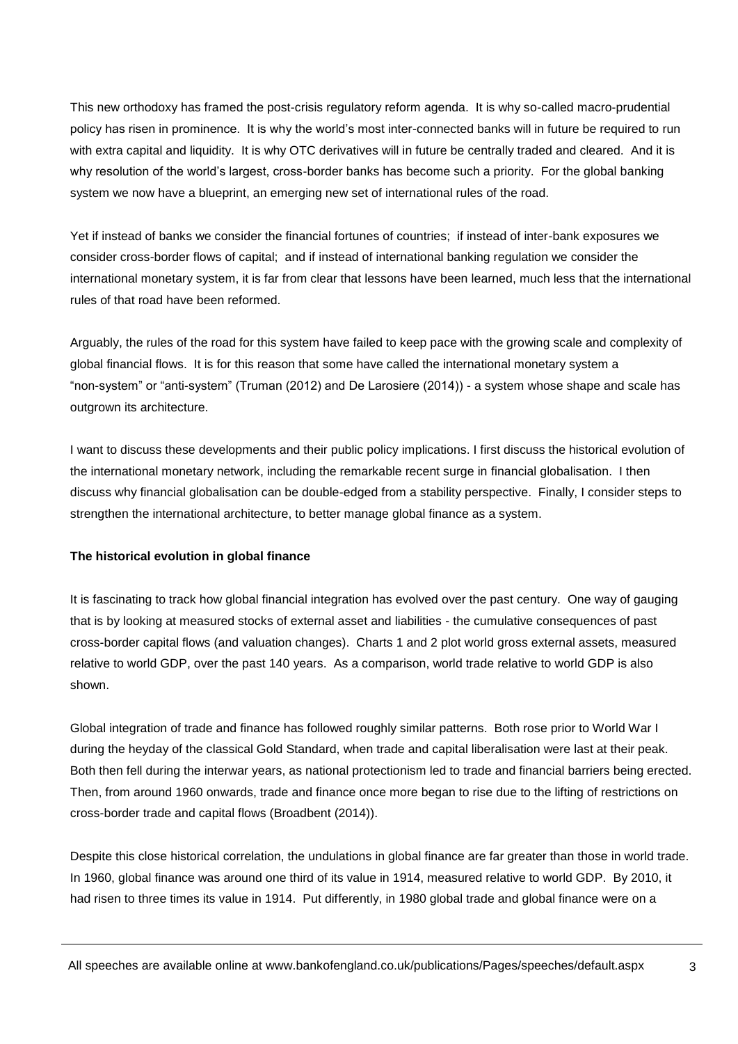This new orthodoxy has framed the post-crisis regulatory reform agenda. It is why so-called macro-prudential policy has risen in prominence. It is why the world's most inter-connected banks will in future be required to run with extra capital and liquidity. It is why OTC derivatives will in future be centrally traded and cleared. And it is why resolution of the world's largest, cross-border banks has become such a priority. For the global banking system we now have a blueprint, an emerging new set of international rules of the road.

Yet if instead of banks we consider the financial fortunes of countries; if instead of inter-bank exposures we consider cross-border flows of capital; and if instead of international banking regulation we consider the international monetary system, it is far from clear that lessons have been learned, much less that the international rules of that road have been reformed.

Arguably, the rules of the road for this system have failed to keep pace with the growing scale and complexity of global financial flows. It is for this reason that some have called the international monetary system a "non-system" or "anti-system" (Truman (2012) and De Larosiere (2014)) - a system whose shape and scale has outgrown its architecture.

I want to discuss these developments and their public policy implications. I first discuss the historical evolution of the international monetary network, including the remarkable recent surge in financial globalisation. I then discuss why financial globalisation can be double-edged from a stability perspective. Finally, I consider steps to strengthen the international architecture, to better manage global finance as a system.

**The historical evolution in global finance**

It is fascinating to track how global financial integration has evolved over the past century. One way of gauging that is by looking at measured stocks of external asset and liabilities - the cumulative consequences of past cross-border capital flows (and valuation changes). Charts 1 and 2 plot world gross external assets, measured relative to world GDP, over the past 140 years. As a comparison, world trade relative to world GDP is also shown.

Global integration of trade and finance has followed roughly similar patterns. Both rose prior to World War I during the heyday of the classical Gold Standard, when trade and capital liberalisation were last at their peak. Both then fell during the interwar years, as national protectionism led to trade and financial barriers being erected. Then, from around 1960 onwards, trade and finance once more began to rise due to the lifting of restrictions on cross-border trade and capital flows (Broadbent (2014)).

Despite this close historical correlation, the undulations in global finance are far greater than those in world trade. In 1960, global finance was around one third of its value in 1914, measured relative to world GDP. By 2010, it had risen to three times its value in 1914. Put differently, in 1980 global trade and global finance were on a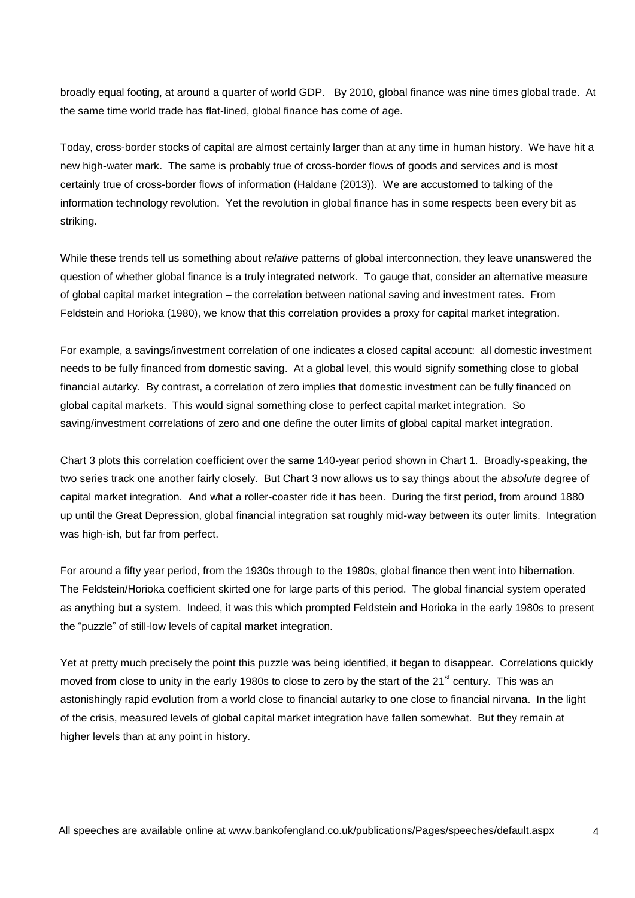broadly equal footing, at around a quarter of world GDP. By 2010, global finance was nine times global trade. At the same time world trade has flat-lined, global finance has come of age.

Today, cross-border stocks of capital are almost certainly larger than at any time in human history. We have hit a new high-water mark. The same is probably true of cross-border flows of goods and services and is most certainly true of cross-border flows of information (Haldane (2013)). We are accustomed to talking of the information technology revolution. Yet the revolution in global finance has in some respects been every bit as striking.

While these trends tell us something about *relative* patterns of global interconnection, they leave unanswered the question of whether global finance is a truly integrated network. To gauge that, consider an alternative measure of global capital market integration – the correlation between national saving and investment rates. From Feldstein and Horioka (1980), we know that this correlation provides a proxy for capital market integration.

For example, a savings/investment correlation of one indicates a closed capital account: all domestic investment needs to be fully financed from domestic saving. At a global level, this would signify something close to global financial autarky. By contrast, a correlation of zero implies that domestic investment can be fully financed on global capital markets. This would signal something close to perfect capital market integration. So saving/investment correlations of zero and one define the outer limits of global capital market integration.

Chart 3 plots this correlation coefficient over the same 140-year period shown in Chart 1. Broadly-speaking, the two series track one another fairly closely. But Chart 3 now allows us to say things about the *absolute* degree of capital market integration. And what a roller-coaster ride it has been. During the first period, from around 1880 up until the Great Depression, global financial integration sat roughly mid-way between its outer limits. Integration was high-ish, but far from perfect.

For around a fifty year period, from the 1930s through to the 1980s, global finance then went into hibernation. The Feldstein/Horioka coefficient skirted one for large parts of this period. The global financial system operated as anything but a system. Indeed, it was this which prompted Feldstein and Horioka in the early 1980s to present the "puzzle" of still-low levels of capital market integration.

Yet at pretty much precisely the point this puzzle was being identified, it began to disappear. Correlations quickly moved from close to unity in the early 1980s to close to zero by the start of the 21st century. This was an astonishingly rapid evolution from a world close to financial autarky to one close to financial nirvana. In the light of the crisis, measured levels of global capital market integration have fallen somewhat. But they remain at higher levels than at any point in history.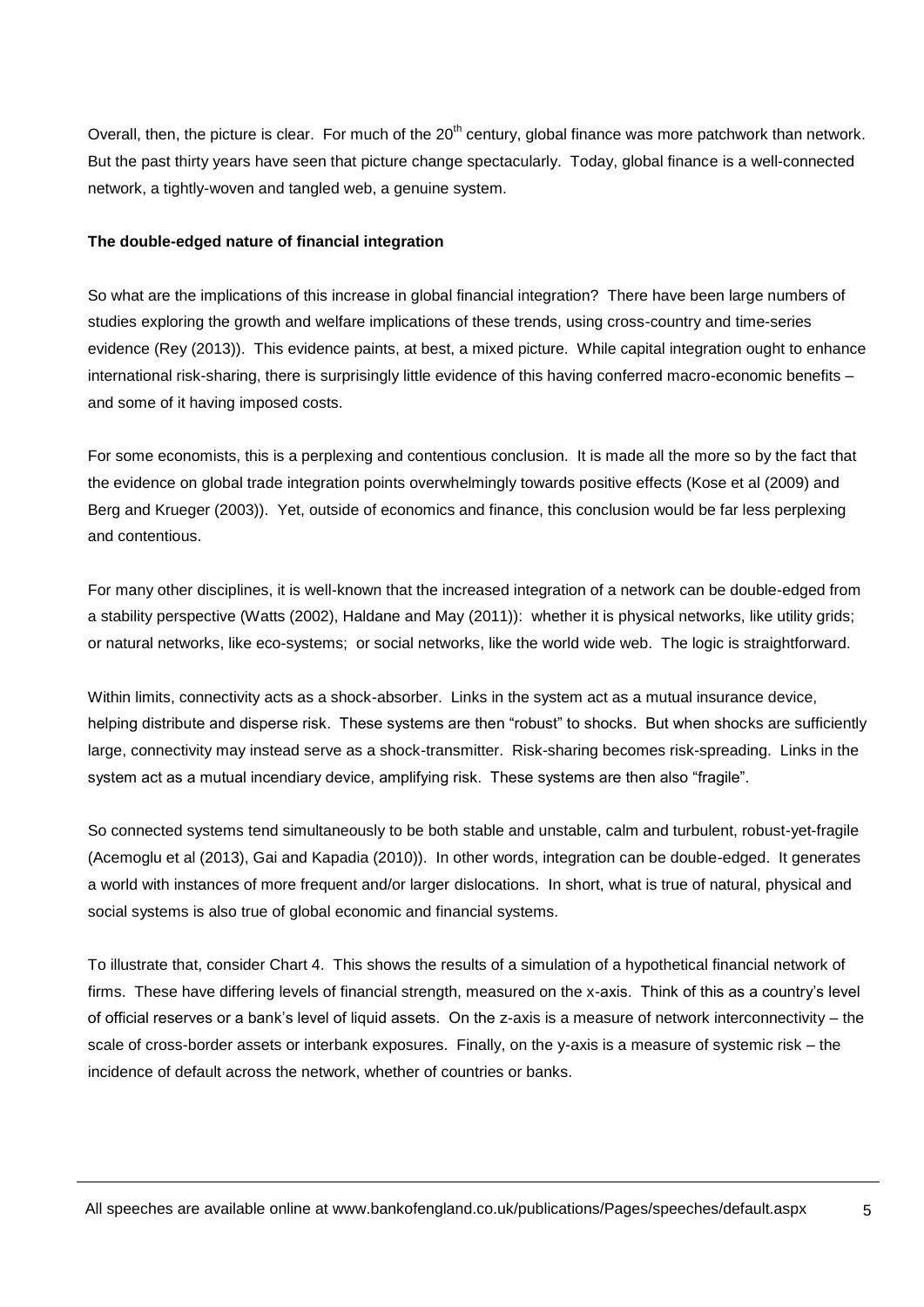Overall, then, the picture is clear. For much of the 20$^{th}$ century, global finance was more patchwork than network. But the past thirty years have seen that picture change spectacularly. Today, global finance is a well-connected network, a tightly-woven and tangled web, a genuine system.

**The double-edged nature of financial integration**

So what are the implications of this increase in global financial integration? There have been large numbers of studies exploring the growth and welfare implications of these trends, using cross-country and time-series evidence (Rey (2013)). This evidence paints, at best, a mixed picture. While capital integration ought to enhance international risk-sharing, there is surprisingly little evidence of this having conferred macro-economic benefits – and some of it having imposed costs.

For some economists, this is a perplexing and contentious conclusion. It is made all the more so by the fact that the evidence on global trade integration points overwhelmingly towards positive effects (Kose et al (2009) and Berg and Krueger (2003)). Yet, outside of economics and finance, this conclusion would be far less perplexing and contentious.

For many other disciplines, it is well-known that the increased integration of a network can be double-edged from a stability perspective (Watts (2002), Haldane and May (2011)): whether it is physical networks, like utility grids; or natural networks, like eco-systems; or social networks, like the world wide web. The logic is straightforward.

Within limits, connectivity acts as a shock-absorber. Links in the system act as a mutual insurance device, helping distribute and disperse risk. These systems are then "robust" to shocks. But when shocks are sufficiently large, connectivity may instead serve as a shock-transmitter. Risk-sharing becomes risk-spreading. Links in the system act as a mutual incendiary device, amplifying risk. These systems are then also "fragile".

So connected systems tend simultaneously to be both stable and unstable, calm and turbulent, robust-yet-fragile (Acemoglu et al (2013), Gai and Kapadia (2010)). In other words, integration can be double-edged. It generates a world with instances of more frequent and/or larger dislocations. In short, what is true of natural, physical and social systems is also true of global economic and financial systems.

To illustrate that, consider Chart 4. This shows the results of a simulation of a hypothetical financial network of firms. These have differing levels of financial strength, measured on the x-axis. Think of this as a country's level of official reserves or a bank's level of liquid assets. On the z-axis is a measure of network interconnectivity – the scale of cross-border assets or interbank exposures. Finally, on the y-axis is a measure of systemic risk – the incidence of default across the network, whether of countries or banks.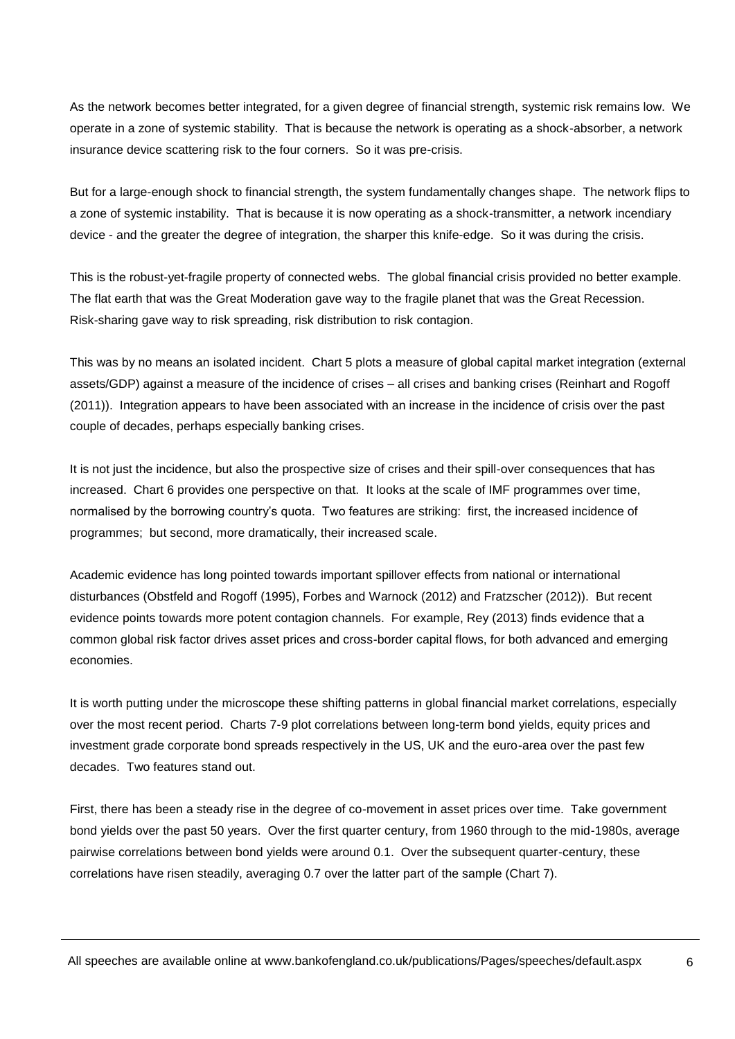As the network becomes better integrated, for a given degree of financial strength, systemic risk remains low. We operate in a zone of systemic stability. That is because the network is operating as a shock-absorber, a network insurance device scattering risk to the four corners. So it was pre-crisis.

But for a large-enough shock to financial strength, the system fundamentally changes shape. The network flips to a zone of systemic instability. That is because it is now operating as a shock-transmitter, a network incendiary device - and the greater the degree of integration, the sharper this knife-edge. So it was during the crisis.

This is the robust-yet-fragile property of connected webs. The global financial crisis provided no better example. The flat earth that was the Great Moderation gave way to the fragile planet that was the Great Recession. Risk-sharing gave way to risk spreading, risk distribution to risk contagion.

This was by no means an isolated incident. Chart 5 plots a measure of global capital market integration (external assets/GDP) against a measure of the incidence of crises – all crises and banking crises (Reinhart and Rogoff (2011)). Integration appears to have been associated with an increase in the incidence of crisis over the past couple of decades, perhaps especially banking crises.

It is not just the incidence, but also the prospective size of crises and their spill-over consequences that has increased. Chart 6 provides one perspective on that. It looks at the scale of IMF programmes over time, normalised by the borrowing country's quota. Two features are striking: first, the increased incidence of programmes; but second, more dramatically, their increased scale.

Academic evidence has long pointed towards important spillover effects from national or international disturbances (Obstfeld and Rogoff (1995), Forbes and Warnock (2012) and Fratzscher (2012)). But recent evidence points towards more potent contagion channels. For example, Rey (2013) finds evidence that a common global risk factor drives asset prices and cross-border capital flows, for both advanced and emerging economies.

It is worth putting under the microscope these shifting patterns in global financial market correlations, especially over the most recent period. Charts 7-9 plot correlations between long-term bond yields, equity prices and investment grade corporate bond spreads respectively in the US, UK and the euro-area over the past few decades. Two features stand out.

First, there has been a steady rise in the degree of co-movement in asset prices over time. Take government bond yields over the past 50 years. Over the first quarter century, from 1960 through to the mid-1980s, average pairwise correlations between bond yields were around 0.1. Over the subsequent quarter-century, these correlations have risen steadily, averaging 0.7 over the latter part of the sample (Chart 7).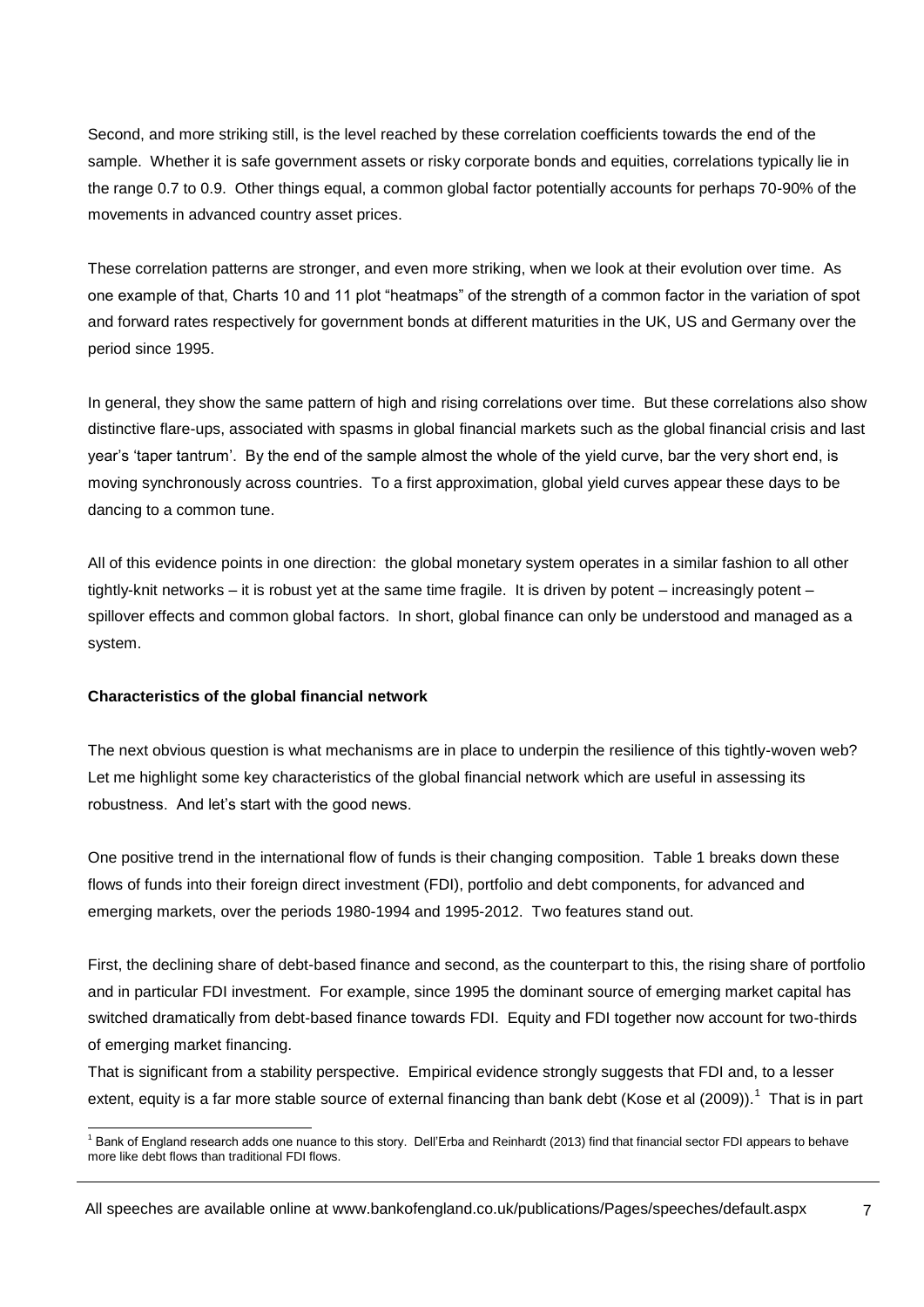Second, and more striking still, is the level reached by these correlation coefficients towards the end of the sample. Whether it is safe government assets or risky corporate bonds and equities, correlations typically lie in the range 0.7 to 0.9. Other things equal, a common global factor potentially accounts for perhaps 70-90% of the movements in advanced country asset prices.

These correlation patterns are stronger, and even more striking, when we look at their evolution over time. As one example of that, Charts 10 and 11 plot "heatmaps" of the strength of a common factor in the variation of spot and forward rates respectively for government bonds at different maturities in the UK, US and Germany over the period since 1995.

In general, they show the same pattern of high and rising correlations over time. But these correlations also show distinctive flare-ups, associated with spasms in global financial markets such as the global financial crisis and last year's 'taper tantrum'. By the end of the sample almost the whole of the yield curve, bar the very short end, is moving synchronously across countries. To a first approximation, global yield curves appear these days to be dancing to a common tune.

All of this evidence points in one direction: the global monetary system operates in a similar fashion to all other tightly-knit networks – it is robust yet at the same time fragile. It is driven by potent – increasingly potent – spillover effects and common global factors. In short, global finance can only be understood and managed as a system.

**Characteristics of the global financial network**

The next obvious question is what mechanisms are in place to underpin the resilience of this tightly-woven web? Let me highlight some key characteristics of the global financial network which are useful in assessing its robustness. And let's start with the good news.

One positive trend in the international flow of funds is their changing composition. Table 1 breaks down these flows of funds into their foreign direct investment (FDI), portfolio and debt components, for advanced and emerging markets, over the periods 1980-1994 and 1995-2012. Two features stand out.

First, the declining share of debt-based finance and second, as the counterpart to this, the rising share of portfolio and in particular FDI investment. For example, since 1995 the dominant source of emerging market capital has switched dramatically from debt-based finance towards FDI. Equity and FDI together now account for two-thirds of emerging market financing.

That is significant from a stability perspective. Empirical evidence strongly suggests that FDI and, to a lesser extent, equity is a far more stable source of external financing than bank debt (Kose et al (2009)).[1] That is in part

[1] Bank of England research adds one nuance to this story. Dell'Erba and Reinhardt (2013) find that financial sector FDI appears to behave more like debt flows than traditional FDI flows.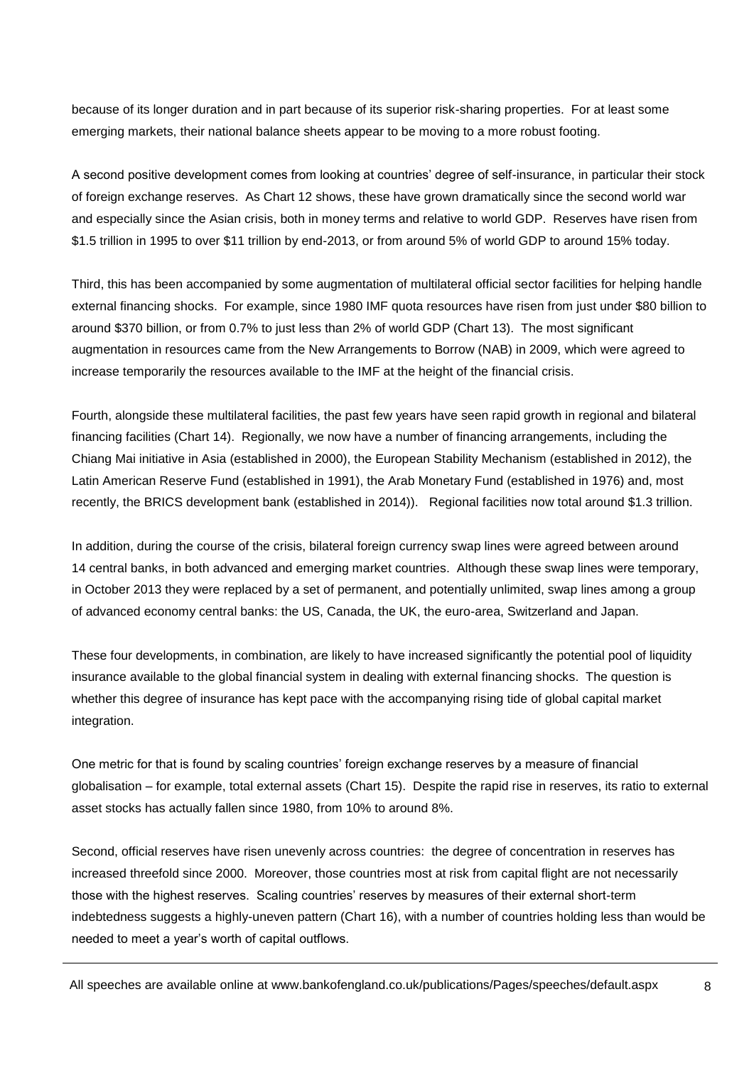because of its longer duration and in part because of its superior risk-sharing properties. For at least some emerging markets, their national balance sheets appear to be moving to a more robust footing.

A second positive development comes from looking at countries' degree of self-insurance, in particular their stock of foreign exchange reserves. As Chart 12 shows, these have grown dramatically since the second world war and especially since the Asian crisis, both in money terms and relative to world GDP. Reserves have risen from $1.5 trillion in 1995 to over $11 trillion by end-2013, or from around 5% of world GDP to around 15% today.

Third, this has been accompanied by some augmentation of multilateral official sector facilities for helping handle external financing shocks. For example, since 1980 IMF quota resources have risen from just under $80 billion to around $370 billion, or from 0.7% to just less than 2% of world GDP (Chart 13). The most significant augmentation in resources came from the New Arrangements to Borrow (NAB) in 2009, which were agreed to increase temporarily the resources available to the IMF at the height of the financial crisis.

Fourth, alongside these multilateral facilities, the past few years have seen rapid growth in regional and bilateral financing facilities (Chart 14). Regionally, we now have a number of financing arrangements, including the Chiang Mai initiative in Asia (established in 2000), the European Stability Mechanism (established in 2012), the Latin American Reserve Fund (established in 1991), the Arab Monetary Fund (established in 1976) and, most recently, the BRICS development bank (established in 2014)). Regional facilities now total around $1.3 trillion.

In addition, during the course of the crisis, bilateral foreign currency swap lines were agreed between around 14 central banks, in both advanced and emerging market countries. Although these swap lines were temporary, in October 2013 they were replaced by a set of permanent, and potentially unlimited, swap lines among a group of advanced economy central banks: the US, Canada, the UK, the euro-area, Switzerland and Japan.

These four developments, in combination, are likely to have increased significantly the potential pool of liquidity insurance available to the global financial system in dealing with external financing shocks. The question is whether this degree of insurance has kept pace with the accompanying rising tide of global capital market integration.

One metric for that is found by scaling countries' foreign exchange reserves by a measure of financial globalisation – for example, total external assets (Chart 15). Despite the rapid rise in reserves, its ratio to external asset stocks has actually fallen since 1980, from 10% to around 8%.

Second, official reserves have risen unevenly across countries: the degree of concentration in reserves has increased threefold since 2000. Moreover, those countries most at risk from capital flight are not necessarily those with the highest reserves. Scaling countries' reserves by measures of their external short-term indebtedness suggests a highly-uneven pattern (Chart 16), with a number of countries holding less than would be needed to meet a year's worth of capital outflows.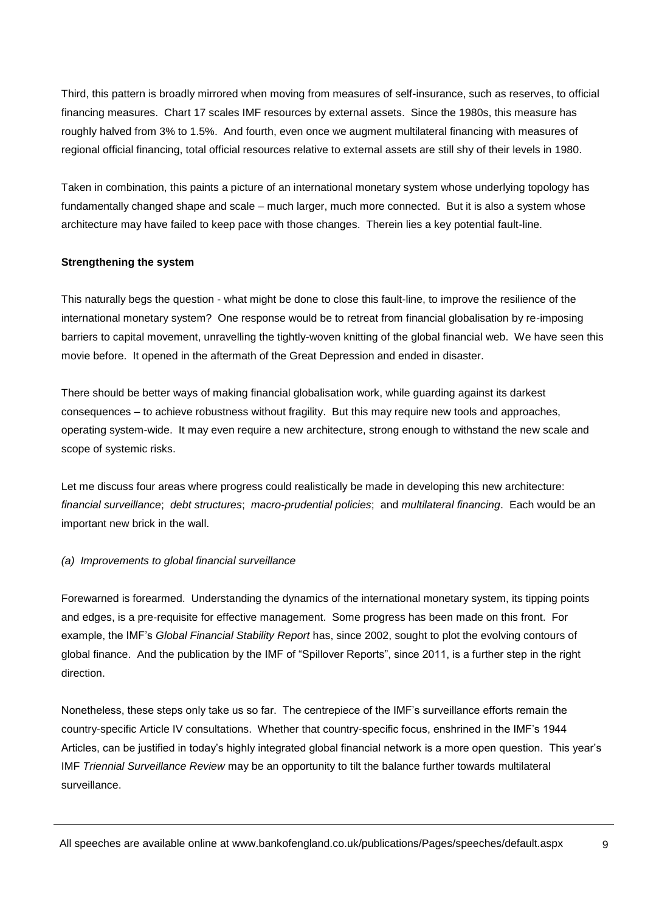Third, this pattern is broadly mirrored when moving from measures of self-insurance, such as reserves, to official financing measures. Chart 17 scales IMF resources by external assets. Since the 1980s, this measure has roughly halved from 3% to 1.5%. And fourth, even once we augment multilateral financing with measures of regional official financing, total official resources relative to external assets are still shy of their levels in 1980.

Taken in combination, this paints a picture of an international monetary system whose underlying topology has fundamentally changed shape and scale – much larger, much more connected. But it is also a system whose architecture may have failed to keep pace with those changes. Therein lies a key potential fault-line.

**Strengthening the system**

This naturally begs the question - what might be done to close this fault-line, to improve the resilience of the international monetary system? One response would be to retreat from financial globalisation by re-imposing barriers to capital movement, unravelling the tightly-woven knitting of the global financial web. We have seen this movie before. It opened in the aftermath of the Great Depression and ended in disaster.

There should be better ways of making financial globalisation work, while guarding against its darkest consequences – to achieve robustness without fragility. But this may require new tools and approaches, operating system-wide. It may even require a new architecture, strong enough to withstand the new scale and scope of systemic risks.

Let me discuss four areas where progress could realistically be made in developing this new architecture: *financial surveillance*; *debt structures*; *macro-prudential policies*; and *multilateral financing*. Each would be an important new brick in the wall.

*(a) Improvements to global financial surveillance*

Forewarned is forearmed. Understanding the dynamics of the international monetary system, its tipping points and edges, is a pre-requisite for effective management. Some progress has been made on this front. For example, the IMF's *Global Financial Stability Report* has, since 2002, sought to plot the evolving contours of global finance. And the publication by the IMF of "Spillover Reports", since 2011, is a further step in the right direction.

Nonetheless, these steps only take us so far. The centrepiece of the IMF's surveillance efforts remain the country-specific Article IV consultations. Whether that country-specific focus, enshrined in the IMF's 1944 Articles, can be justified in today's highly integrated global financial network is a more open question. This year's IMF *Triennial Surveillance Review* may be an opportunity to tilt the balance further towards multilateral surveillance.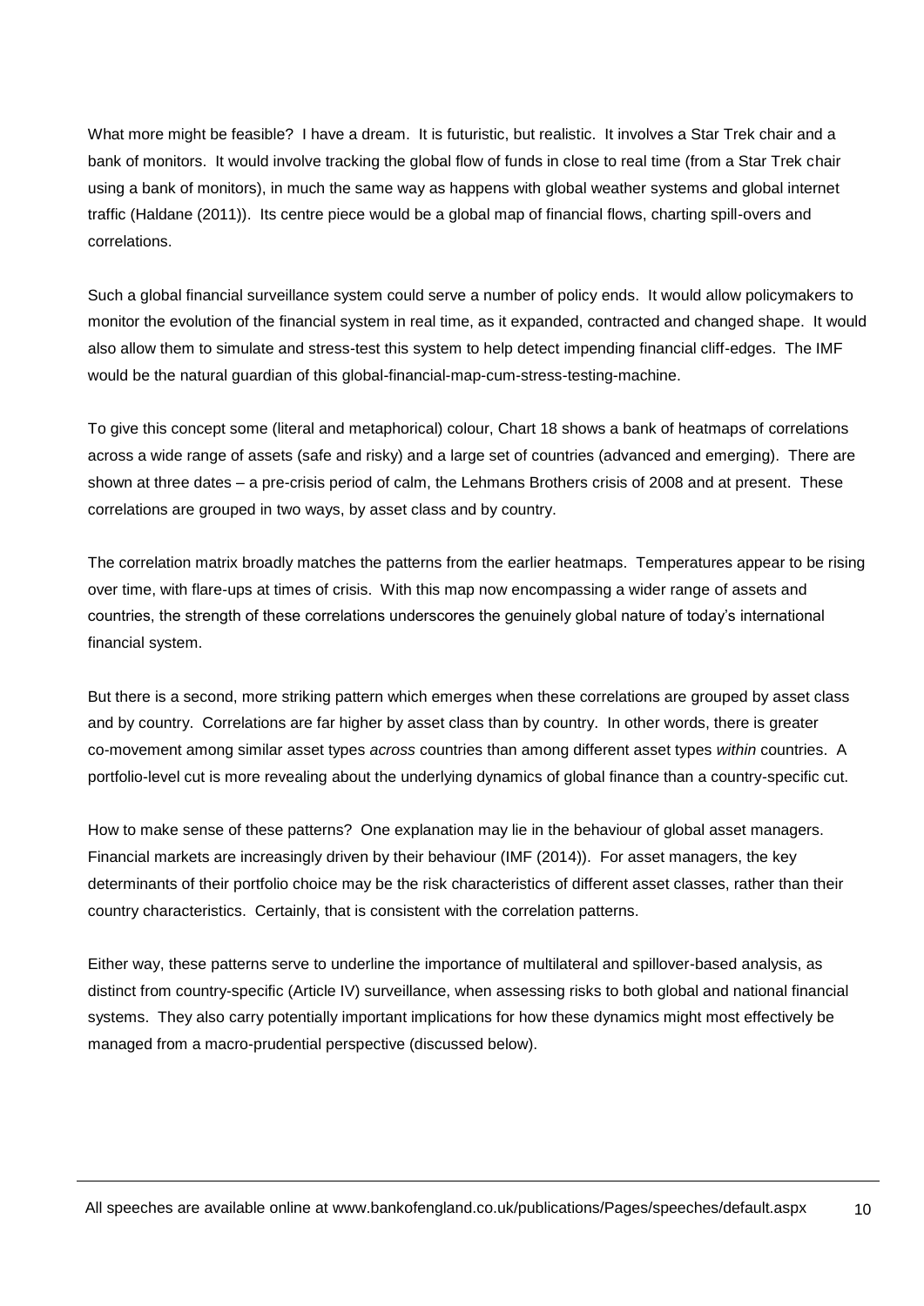What more might be feasible? I have a dream. It is futuristic, but realistic. It involves a Star Trek chair and a bank of monitors. It would involve tracking the global flow of funds in close to real time (from a Star Trek chair using a bank of monitors), in much the same way as happens with global weather systems and global internet traffic (Haldane (2011)). Its centre piece would be a global map of financial flows, charting spill-overs and correlations.

Such a global financial surveillance system could serve a number of policy ends. It would allow policymakers to monitor the evolution of the financial system in real time, as it expanded, contracted and changed shape. It would also allow them to simulate and stress-test this system to help detect impending financial cliff-edges. The IMF would be the natural guardian of this global-financial-map-cum-stress-testing-machine.

To give this concept some (literal and metaphorical) colour, Chart 18 shows a bank of heatmaps of correlations across a wide range of assets (safe and risky) and a large set of countries (advanced and emerging). There are shown at three dates – a pre-crisis period of calm, the Lehmans Brothers crisis of 2008 and at present. These correlations are grouped in two ways, by asset class and by country.

The correlation matrix broadly matches the patterns from the earlier heatmaps. Temperatures appear to be rising over time, with flare-ups at times of crisis. With this map now encompassing a wider range of assets and countries, the strength of these correlations underscores the genuinely global nature of today's international financial system.

But there is a second, more striking pattern which emerges when these correlations are grouped by asset class and by country. Correlations are far higher by asset class than by country. In other words, there is greater co-movement among similar asset types *across* countries than among different asset types *within* countries. A portfolio-level cut is more revealing about the underlying dynamics of global finance than a country-specific cut.

How to make sense of these patterns? One explanation may lie in the behaviour of global asset managers. Financial markets are increasingly driven by their behaviour (IMF (2014)). For asset managers, the key determinants of their portfolio choice may be the risk characteristics of different asset classes, rather than their country characteristics. Certainly, that is consistent with the correlation patterns.

Either way, these patterns serve to underline the importance of multilateral and spillover-based analysis, as distinct from country-specific (Article IV) surveillance, when assessing risks to both global and national financial systems. They also carry potentially important implications for how these dynamics might most effectively be managed from a macro-prudential perspective (discussed below).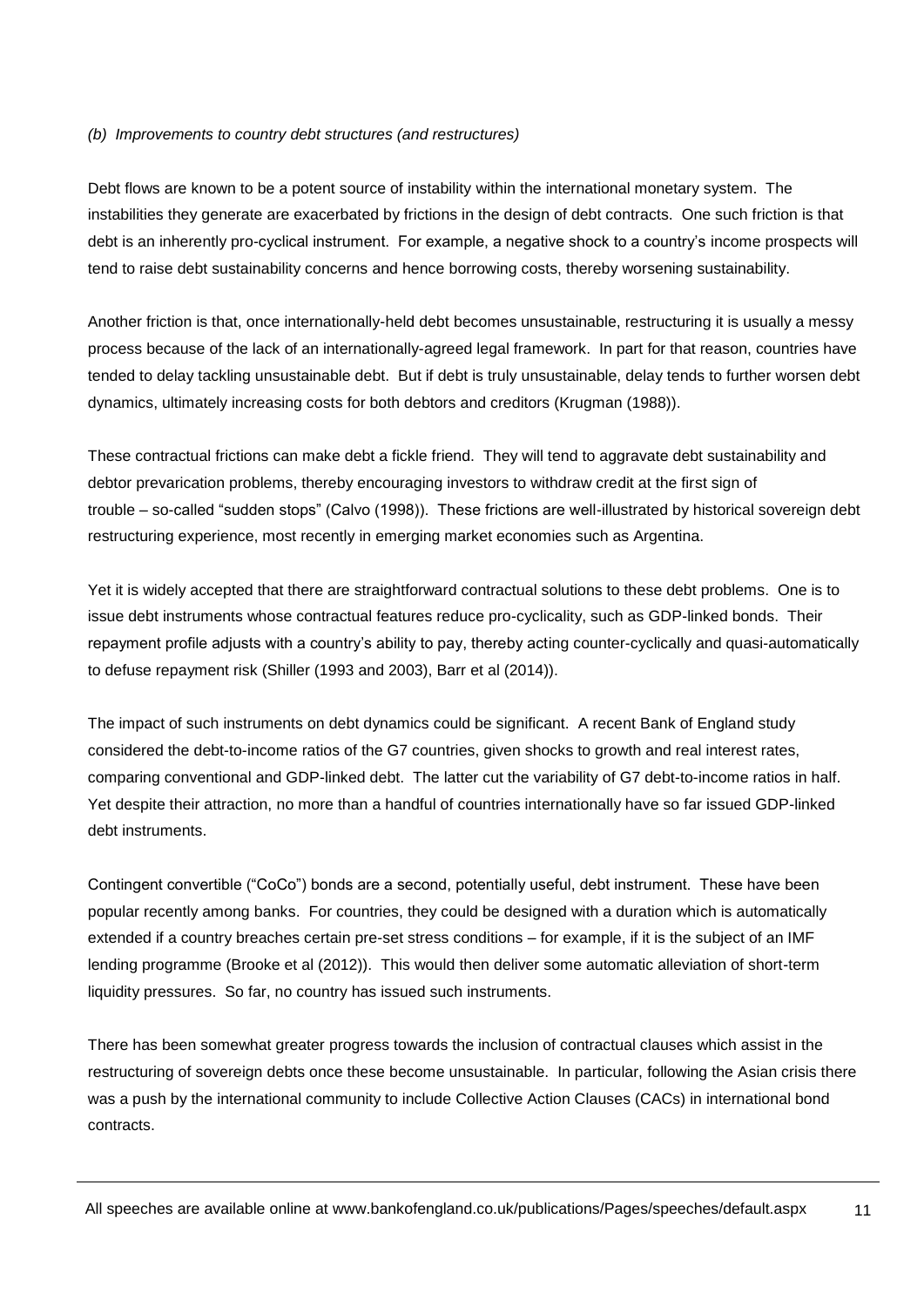*(b) Improvements to country debt structures (and restructures)*

Debt flows are known to be a potent source of instability within the international monetary system. The instabilities they generate are exacerbated by frictions in the design of debt contracts. One such friction is that debt is an inherently pro-cyclical instrument. For example, a negative shock to a country's income prospects will tend to raise debt sustainability concerns and hence borrowing costs, thereby worsening sustainability.

Another friction is that, once internationally-held debt becomes unsustainable, restructuring it is usually a messy process because of the lack of an internationally-agreed legal framework. In part for that reason, countries have tended to delay tackling unsustainable debt. But if debt is truly unsustainable, delay tends to further worsen debt dynamics, ultimately increasing costs for both debtors and creditors (Krugman (1988)).

These contractual frictions can make debt a fickle friend. They will tend to aggravate debt sustainability and debtor prevarication problems, thereby encouraging investors to withdraw credit at the first sign of trouble – so-called "sudden stops" (Calvo (1998)). These frictions are well-illustrated by historical sovereign debt restructuring experience, most recently in emerging market economies such as Argentina.

Yet it is widely accepted that there are straightforward contractual solutions to these debt problems. One is to issue debt instruments whose contractual features reduce pro-cyclicality, such as GDP-linked bonds. Their repayment profile adjusts with a country's ability to pay, thereby acting counter-cyclically and quasi-automatically to defuse repayment risk (Shiller (1993 and 2003), Barr et al (2014)).

The impact of such instruments on debt dynamics could be significant. A recent Bank of England study considered the debt-to-income ratios of the G7 countries, given shocks to growth and real interest rates, comparing conventional and GDP-linked debt. The latter cut the variability of G7 debt-to-income ratios in half. Yet despite their attraction, no more than a handful of countries internationally have so far issued GDP-linked debt instruments.

Contingent convertible ("CoCo") bonds are a second, potentially useful, debt instrument. These have been popular recently among banks. For countries, they could be designed with a duration which is automatically extended if a country breaches certain pre-set stress conditions – for example, if it is the subject of an IMF lending programme (Brooke et al (2012)). This would then deliver some automatic alleviation of short-term liquidity pressures. So far, no country has issued such instruments.

There has been somewhat greater progress towards the inclusion of contractual clauses which assist in the restructuring of sovereign debts once these become unsustainable. In particular, following the Asian crisis there was a push by the international community to include Collective Action Clauses (CACs) in international bond contracts.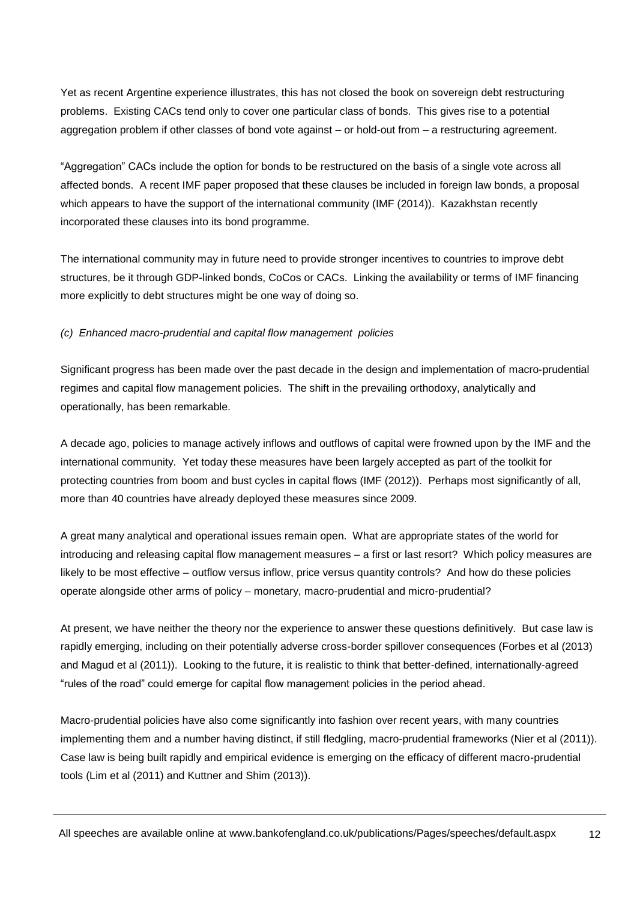Yet as recent Argentine experience illustrates, this has not closed the book on sovereign debt restructuring problems. Existing CACs tend only to cover one particular class of bonds. This gives rise to a potential aggregation problem if other classes of bond vote against – or hold-out from – a restructuring agreement.

"Aggregation" CACs include the option for bonds to be restructured on the basis of a single vote across all affected bonds. A recent IMF paper proposed that these clauses be included in foreign law bonds, a proposal which appears to have the support of the international community (IMF (2014)). Kazakhstan recently incorporated these clauses into its bond programme.

The international community may in future need to provide stronger incentives to countries to improve debt structures, be it through GDP-linked bonds, CoCos or CACs. Linking the availability or terms of IMF financing more explicitly to debt structures might be one way of doing so.

*(c) Enhanced macro-prudential and capital flow management policies*

Significant progress has been made over the past decade in the design and implementation of macro-prudential regimes and capital flow management policies. The shift in the prevailing orthodoxy, analytically and operationally, has been remarkable.

A decade ago, policies to manage actively inflows and outflows of capital were frowned upon by the IMF and the international community. Yet today these measures have been largely accepted as part of the toolkit for protecting countries from boom and bust cycles in capital flows (IMF (2012)). Perhaps most significantly of all, more than 40 countries have already deployed these measures since 2009.

A great many analytical and operational issues remain open. What are appropriate states of the world for introducing and releasing capital flow management measures – a first or last resort? Which policy measures are likely to be most effective – outflow versus inflow, price versus quantity controls? And how do these policies operate alongside other arms of policy – monetary, macro-prudential and micro-prudential?

At present, we have neither the theory nor the experience to answer these questions definitively. But case law is rapidly emerging, including on their potentially adverse cross-border spillover consequences (Forbes et al (2013) and Magud et al (2011)). Looking to the future, it is realistic to think that better-defined, internationally-agreed "rules of the road" could emerge for capital flow management policies in the period ahead.

Macro-prudential policies have also come significantly into fashion over recent years, with many countries implementing them and a number having distinct, if still fledgling, macro-prudential frameworks (Nier et al (2011)). Case law is being built rapidly and empirical evidence is emerging on the efficacy of different macro-prudential tools (Lim et al (2011) and Kuttner and Shim (2013)).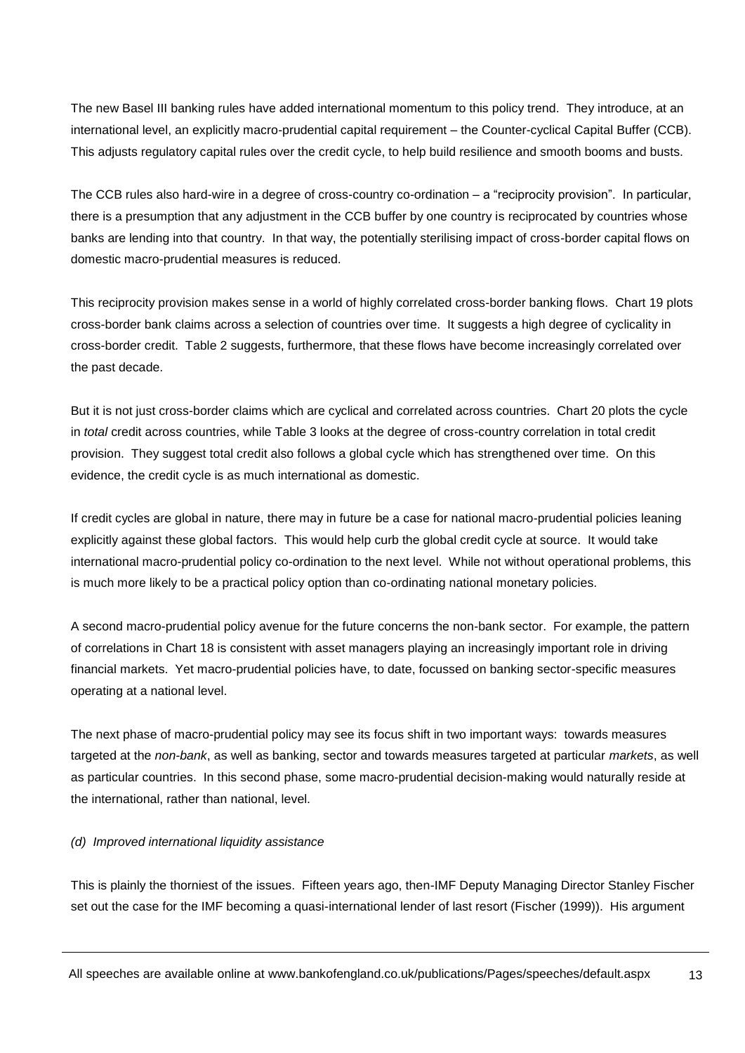The new Basel III banking rules have added international momentum to this policy trend. They introduce, at an international level, an explicitly macro-prudential capital requirement – the Counter-cyclical Capital Buffer (CCB). This adjusts regulatory capital rules over the credit cycle, to help build resilience and smooth booms and busts.

The CCB rules also hard-wire in a degree of cross-country co-ordination – a "reciprocity provision". In particular, there is a presumption that any adjustment in the CCB buffer by one country is reciprocated by countries whose banks are lending into that country. In that way, the potentially sterilising impact of cross-border capital flows on domestic macro-prudential measures is reduced.

This reciprocity provision makes sense in a world of highly correlated cross-border banking flows. Chart 19 plots cross-border bank claims across a selection of countries over time. It suggests a high degree of cyclicality in cross-border credit. Table 2 suggests, furthermore, that these flows have become increasingly correlated over the past decade.

But it is not just cross-border claims which are cyclical and correlated across countries. Chart 20 plots the cycle in *total* credit across countries, while Table 3 looks at the degree of cross-country correlation in total credit provision. They suggest total credit also follows a global cycle which has strengthened over time. On this evidence, the credit cycle is as much international as domestic.

If credit cycles are global in nature, there may in future be a case for national macro-prudential policies leaning explicitly against these global factors. This would help curb the global credit cycle at source. It would take international macro-prudential policy co-ordination to the next level. While not without operational problems, this is much more likely to be a practical policy option than co-ordinating national monetary policies.

A second macro-prudential policy avenue for the future concerns the non-bank sector. For example, the pattern of correlations in Chart 18 is consistent with asset managers playing an increasingly important role in driving financial markets. Yet macro-prudential policies have, to date, focussed on banking sector-specific measures operating at a national level.

The next phase of macro-prudential policy may see its focus shift in two important ways: towards measures targeted at the *non-bank*, as well as banking, sector and towards measures targeted at particular *markets*, as well as particular countries. In this second phase, some macro-prudential decision-making would naturally reside at the international, rather than national, level.

*(d) Improved international liquidity assistance*

This is plainly the thorniest of the issues. Fifteen years ago, then-IMF Deputy Managing Director Stanley Fischer set out the case for the IMF becoming a quasi-international lender of last resort (Fischer (1999)). His argument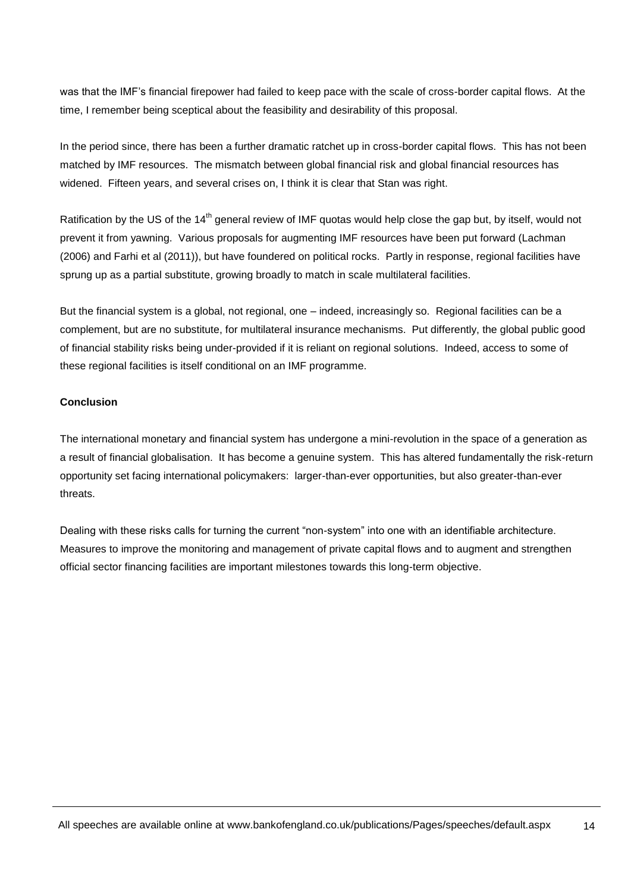was that the IMF's financial firepower had failed to keep pace with the scale of cross-border capital flows. At the time, I remember being sceptical about the feasibility and desirability of this proposal.

In the period since, there has been a further dramatic ratchet up in cross-border capital flows. This has not been matched by IMF resources. The mismatch between global financial risk and global financial resources has widened. Fifteen years, and several crises on, I think it is clear that Stan was right.

Ratification by the US of the 14th general review of IMF quotas would help close the gap but, by itself, would not prevent it from yawning. Various proposals for augmenting IMF resources have been put forward (Lachman (2006) and Farhi et al (2011)), but have foundered on political rocks. Partly in response, regional facilities have sprung up as a partial substitute, growing broadly to match in scale multilateral facilities.

But the financial system is a global, not regional, one – indeed, increasingly so. Regional facilities can be a complement, but are no substitute, for multilateral insurance mechanisms. Put differently, the global public good of financial stability risks being under-provided if it is reliant on regional solutions. Indeed, access to some of these regional facilities is itself conditional on an IMF programme.

**Conclusion**

The international monetary and financial system has undergone a mini-revolution in the space of a generation as a result of financial globalisation. It has become a genuine system. This has altered fundamentally the risk-return opportunity set facing international policymakers: larger-than-ever opportunities, but also greater-than-ever threats.

Dealing with these risks calls for turning the current "non-system" into one with an identifiable architecture. Measures to improve the monitoring and management of private capital flows and to augment and strengthen official sector financing facilities are important milestones towards this long-term objective.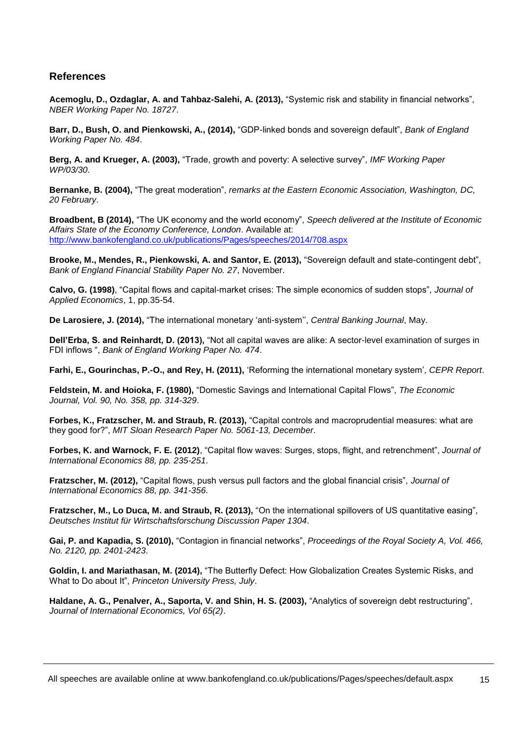## References

**Acemoglu, D., Ozdaglar, A. and Tahbaz-Salehi, A. (2013),** "Systemic risk and stability in financial networks", *NBER Working Paper No. 18727*.

**Barr, D., Bush, O. and Pienkowski, A., (2014),** "GDP-linked bonds and sovereign default", *Bank of England Working Paper No. 484*.

**Berg, A. and Krueger, A. (2003),** "Trade, growth and poverty: A selective survey", *IMF Working Paper WP/03/30*.

**Bernanke, B. (2004),** "The great moderation", *remarks at the Eastern Economic Association, Washington, DC, 20 February*.

**Broadbent, B (2014),** "The UK economy and the world economy", *Speech delivered at the Institute of Economic Affairs State of the Economy Conference, London*. Available at: http://www.bankofengland.co.uk/publications/Pages/speeches/2014/708.aspx

**Brooke, M., Mendes, R., Pienkowski, A. and Santor, E. (2013),** "Sovereign default and state-contingent debt", *Bank of England Financial Stability Paper No. 27*, November.

**Calvo, G. (1998)**, "Capital flows and capital-market crises: The simple economics of sudden stops", *Journal of Applied Economics*, 1, pp.35-54.

**De Larosiere, J. (2014),** "The international monetary 'anti-system'', *Central Banking Journal*, May.

**Dell'Erba, S. and Reinhardt, D. (2013),** "Not all capital waves are alike: A sector-level examination of surges in FDI inflows ", *Bank of England Working Paper No. 474*.

**Farhi, E., Gourinchas, P.-O., and Rey, H. (2011),** 'Reforming the international monetary system', *CEPR Report*.

**Feldstein, M. and Hoioka, F. (1980),** "Domestic Savings and International Capital Flows", *The Economic Journal, Vol. 90, No. 358, pp. 314-329*.

**Forbes, K., Fratzscher, M. and Straub, R. (2013),** "Capital controls and macroprudential measures: what are they good for?", *MIT Sloan Research Paper No. 5061-13, December*.

**Forbes, K. and Warnock, F. E. (2012)**, "Capital flow waves: Surges, stops, flight, and retrenchment", *Journal of International Economics 88, pp. 235-251*.

**Fratzscher, M. (2012),** "Capital flows, push versus pull factors and the global financial crisis", *Journal of International Economics 88, pp. 341-356*.

**Fratzscher, M., Lo Duca, M. and Straub, R. (2013),** "On the international spillovers of US quantitative easing", *Deutsches Institut für Wirtschaftsforschung Discussion Paper 1304*.

**Gai, P. and Kapadia, S. (2010),** "Contagion in financial networks", *Proceedings of the Royal Society A, Vol. 466, No. 2120, pp. 2401-2423*.

**Goldin, I. and Mariathasan, M. (2014),** "The Butterfly Defect: How Globalization Creates Systemic Risks, and What to Do about It", *Princeton University Press, July*.

**Haldane, A. G., Penalver, A., Saporta, V. and Shin, H. S. (2003),** "Analytics of sovereign debt restructuring", *Journal of International Economics, Vol 65(2)*.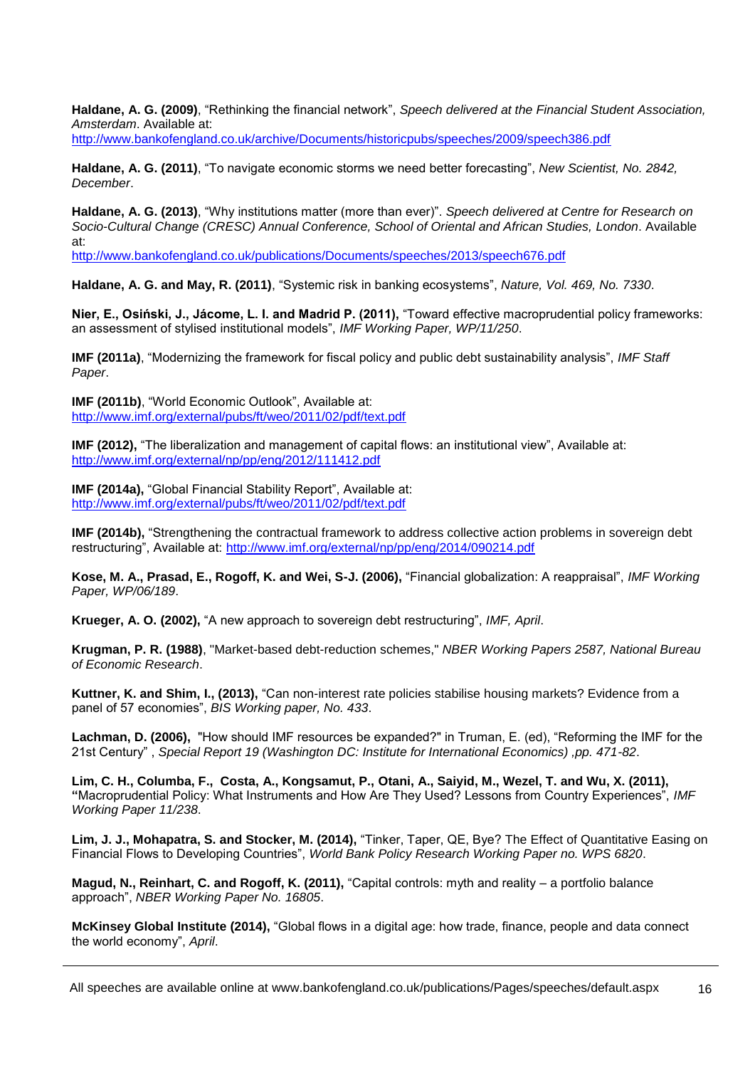**Haldane, A. G. (2009)**, "Rethinking the financial network", *Speech delivered at the Financial Student Association, Amsterdam*. Available at: http://www.bankofengland.co.uk/archive/Documents/historicpubs/speeches/2009/speech386.pdf

**Haldane, A. G. (2011)**, "To navigate economic storms we need better forecasting", *New Scientist, No. 2842, December*.

**Haldane, A. G. (2013)**, "Why institutions matter (more than ever)". *Speech delivered at Centre for Research on Socio-Cultural Change (CRESC) Annual Conference, School of Oriental and African Studies, London*. Available at: http://www.bankofengland.co.uk/publications/Documents/speeches/2013/speech676.pdf

**Haldane, A. G. and May, R. (2011)**, "Systemic risk in banking ecosystems", *Nature, Vol. 469, No. 7330*.

**Nier, E., Osiński, J., Jácome, L. I. and Madrid P. (2011),** "Toward effective macroprudential policy frameworks: an assessment of stylised institutional models", *IMF Working Paper, WP/11/250*.

**IMF (2011a)**, "Modernizing the framework for fiscal policy and public debt sustainability analysis", *IMF Staff Paper*.

**IMF (2011b)**, "World Economic Outlook", Available at: http://www.imf.org/external/pubs/ft/weo/2011/02/pdf/text.pdf

**IMF (2012),** "The liberalization and management of capital flows: an institutional view", Available at: http://www.imf.org/external/np/pp/eng/2012/111412.pdf

**IMF (2014a),** "Global Financial Stability Report", Available at: http://www.imf.org/external/pubs/ft/weo/2011/02/pdf/text.pdf

**IMF (2014b),** "Strengthening the contractual framework to address collective action problems in sovereign debt restructuring", Available at: http://www.imf.org/external/np/pp/eng/2014/090214.pdf

**Kose, M. A., Prasad, E., Rogoff, K. and Wei, S-J. (2006),** "Financial globalization: A reappraisal", *IMF Working Paper, WP/06/189*.

**Krueger, A. O. (2002),** "A new approach to sovereign debt restructuring", *IMF, April*.

**Krugman, P. R. (1988)**, "Market-based debt-reduction schemes," *NBER Working Papers 2587, National Bureau of Economic Research*.

**Kuttner, K. and Shim, I., (2013),** "Can non-interest rate policies stabilise housing markets? Evidence from a panel of 57 economies", *BIS Working paper, No. 433*.

**Lachman, D. (2006),** "How should IMF resources be expanded?" in Truman, E. (ed), "Reforming the IMF for the 21st Century" , *Special Report 19 (Washington DC: Institute for International Economics) ,pp. 471-82*.

**Lim, C. H., Columba, F., Costa, A., Kongsamut, P., Otani, A., Saiyid, M., Wezel, T. and Wu, X. (2011), "**Macroprudential Policy: What Instruments and How Are They Used? Lessons from Country Experiences", *IMF Working Paper 11/238*.

**Lim, J. J., Mohapatra, S. and Stocker, M. (2014),** "Tinker, Taper, QE, Bye? The Effect of Quantitative Easing on Financial Flows to Developing Countries", *World Bank Policy Research Working Paper no. WPS 6820*.

**Magud, N., Reinhart, C. and Rogoff, K. (2011),** "Capital controls: myth and reality – a portfolio balance approach", *NBER Working Paper No. 16805*.

**McKinsey Global Institute (2014),** "Global flows in a digital age: how trade, finance, people and data connect the world economy", *April*.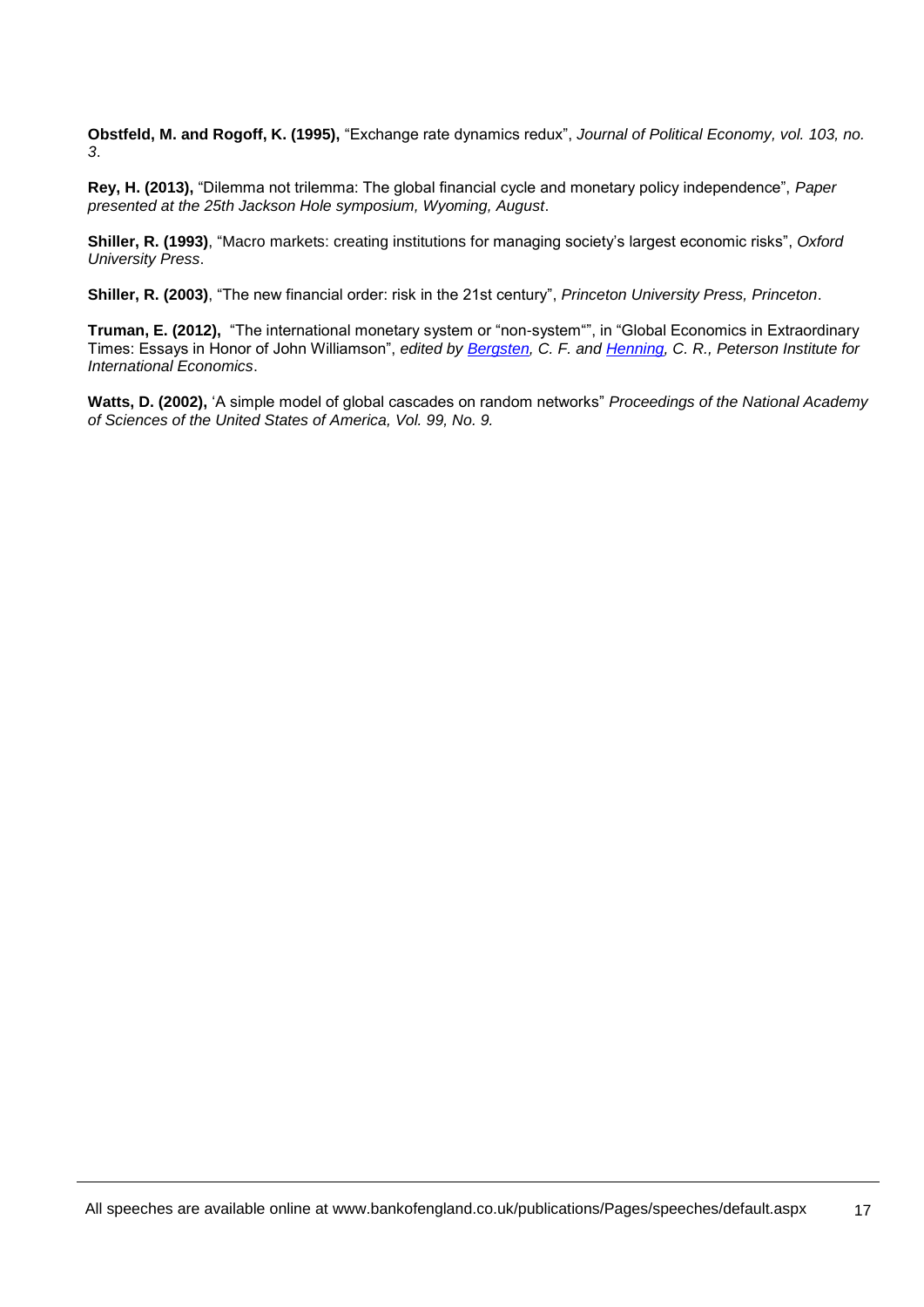**Obstfeld, M. and Rogoff, K. (1995),** "Exchange rate dynamics redux", *Journal of Political Economy, vol. 103, no. 3*.

**Rey, H. (2013),** "Dilemma not trilemma: The global financial cycle and monetary policy independence", *Paper presented at the 25th Jackson Hole symposium, Wyoming, August*.

**Shiller, R. (1993)**, "Macro markets: creating institutions for managing society's largest economic risks", *Oxford University Press*.

**Shiller, R. (2003)**, "The new financial order: risk in the 21st century", *Princeton University Press, Princeton*.

**Truman, E. (2012),** "The international monetary system or "non-system"", in "Global Economics in Extraordinary Times: Essays in Honor of John Williamson", *edited by Bergsten, C. F. and Henning, C. R., Peterson Institute for International Economics*.

**Watts, D. (2002),** 'A simple model of global cascades on random networks" *Proceedings of the National Academy of Sciences of the United States of America, Vol. 99, No. 9.*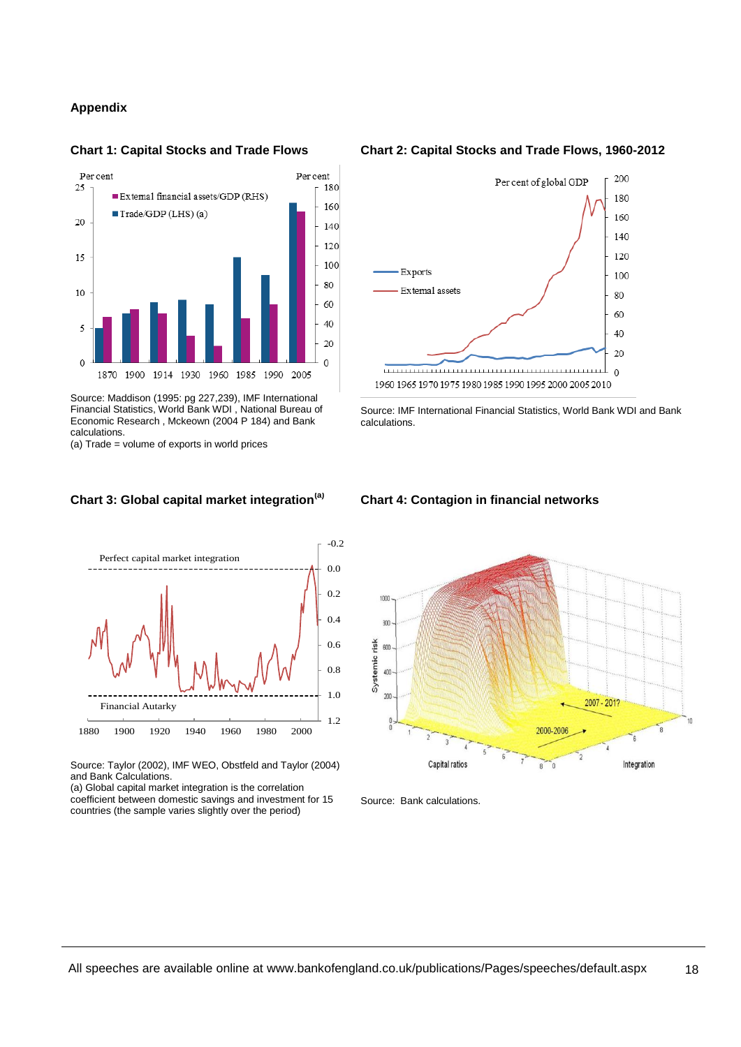## Appendix

### Chart 1: Capital Stocks and Trade Flows

Source: Maddison (1995: pg 227,239), IMF International Financial Statistics, World Bank WDI , National Bureau of Economic Research , Mckeown (2004 P 184) and Bank calculations.
(a) Trade = volume of exports in world prices

### Chart 2: Capital Stocks and Trade Flows, 1960-2012

Source: IMF International Financial Statistics, World Bank WDI and Bank calculations.

### Chart 3: Global capital market integration[(a)]

Source: Taylor (2002), IMF WEO, Obstfeld and Taylor (2004) and Bank Calculations.
(a) Global capital market integration is the correlation coefficient between domestic savings and investment for 15 countries (the sample varies slightly over the period)

### Chart 4: Contagion in financial networks

Source: Bank calculations.

All speeches are available online at www.bankofengland.co.uk/publications/Pages/speeches/default.aspx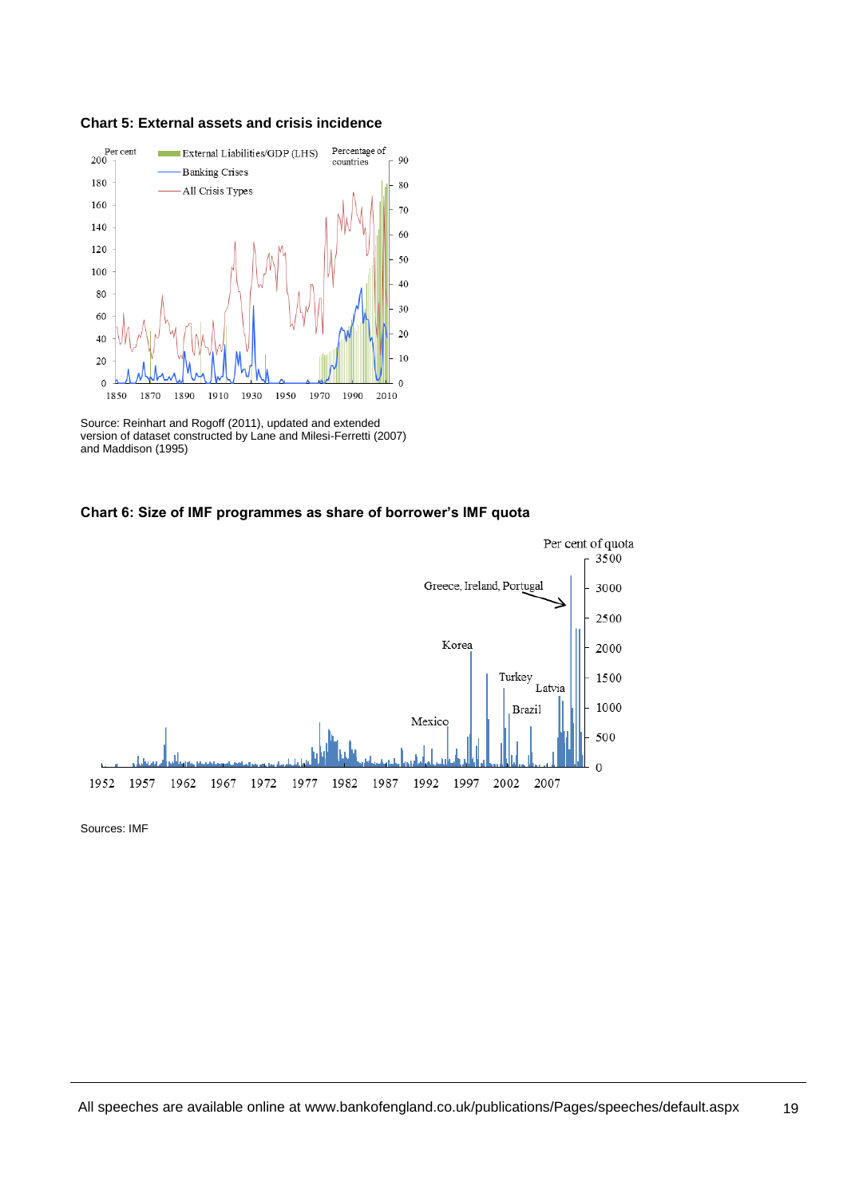**Chart 5: External assets and crisis incidence**

Source: Reinhart and Rogoff (2011), updated and extended version of dataset constructed by Lane and Milesi-Ferretti (2007) and Maddison (1995)

**Chart 6: Size of IMF programmes as share of borrower's IMF quota**

Sources: IMF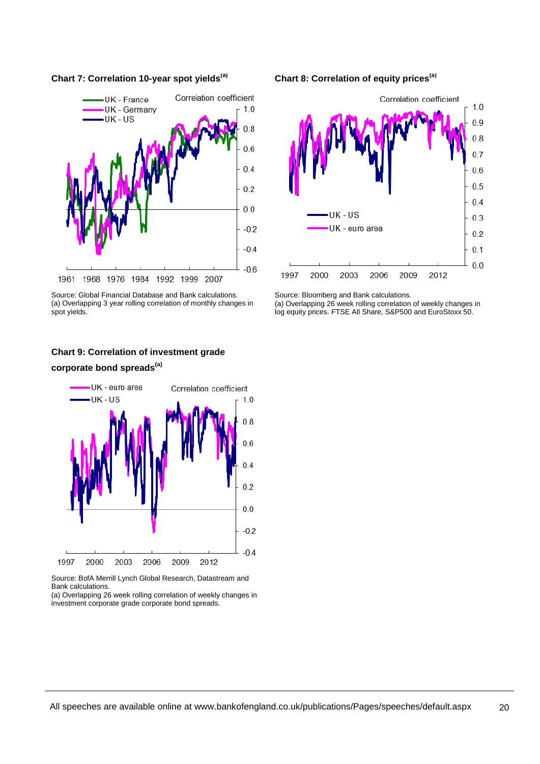**Chart 7: Correlation 10-year spot yields[(a)]**

Source: Global Financial Database and Bank calculations.
(a) Overlapping 3 year rolling correlation of monthly changes in spot yields.

**Chart 8: Correlation of equity prices[(a)]**

Source: Bloomberg and Bank calculations.
(a) Overlapping 26 week rolling correlation of weekly changes in log equity prices. FTSE All Share, S&P500 and EuroStoxx 50.

**Chart 9: Correlation of investment grade corporate bond spreads[(a)]**

Source: BofA Merrill Lynch Global Research, Datastream and Bank calculations.
(a) Overlapping 26 week rolling correlation of weekly changes in investment corporate grade corporate bond spreads.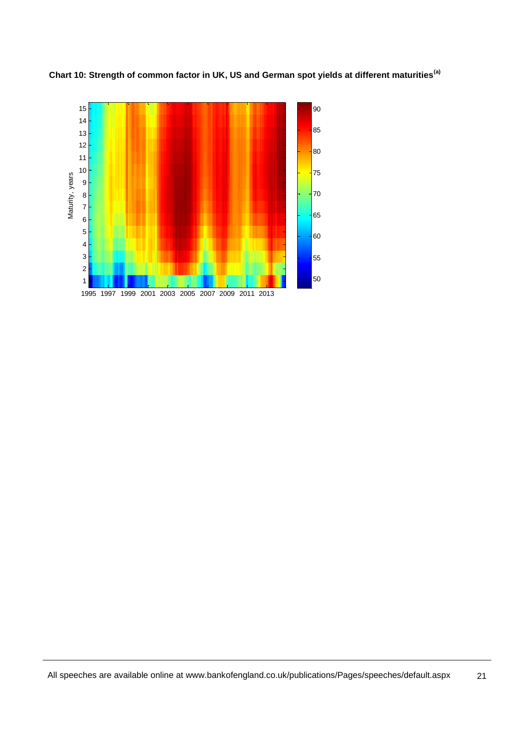**Chart 10: Strength of common factor in UK, US and German spot yields at different maturities[(a)]**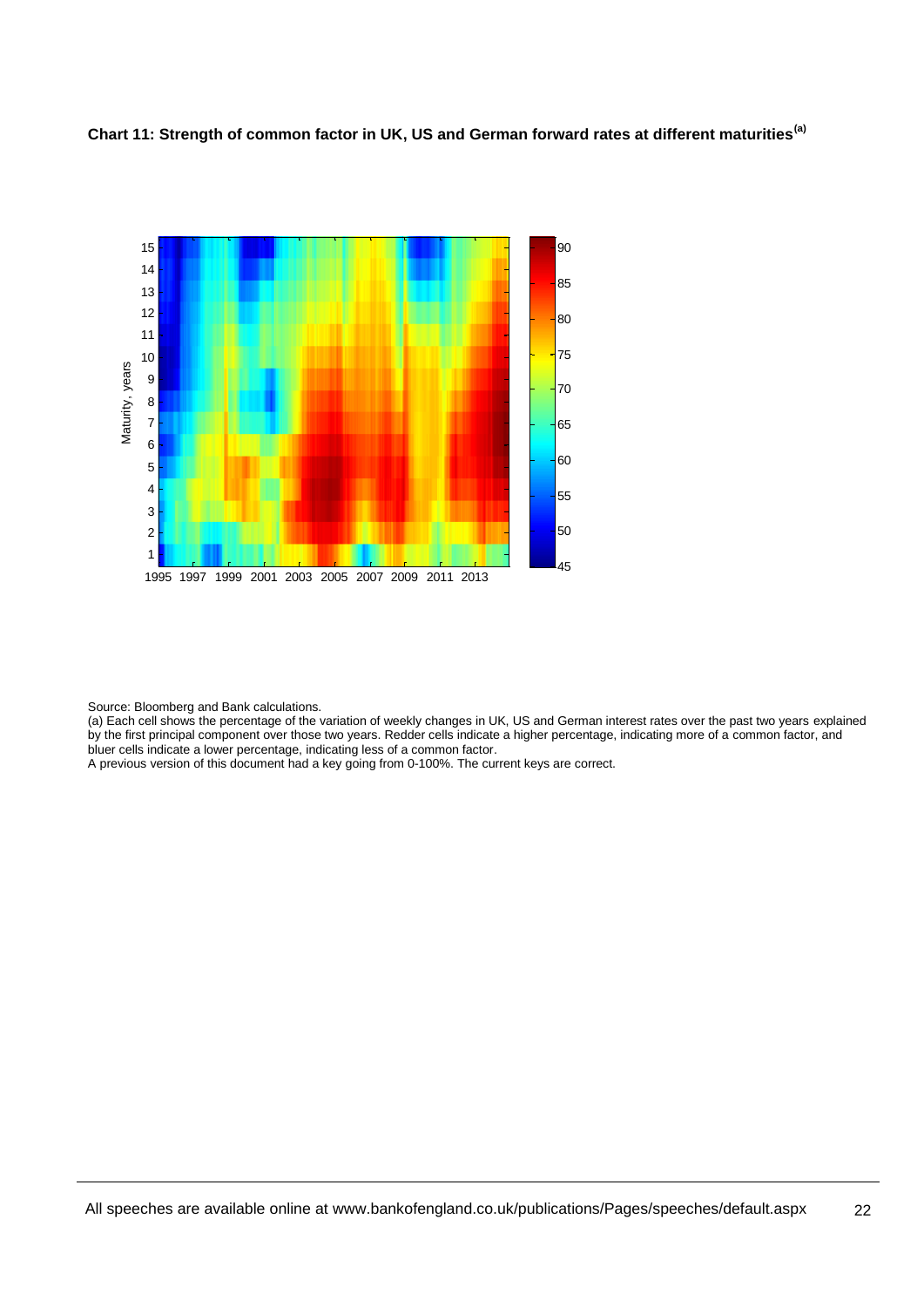**Chart 11: Strength of common factor in UK, US and German forward rates at different maturities[(a)]**

Source: Bloomberg and Bank calculations.

(a) Each cell shows the percentage of the variation of weekly changes in UK, US and German interest rates over the past two years explained by the first principal component over those two years. Redder cells indicate a higher percentage, indicating more of a common factor, and bluer cells indicate a lower percentage, indicating less of a common factor.

A previous version of this document had a key going from 0-100%. The current keys are correct.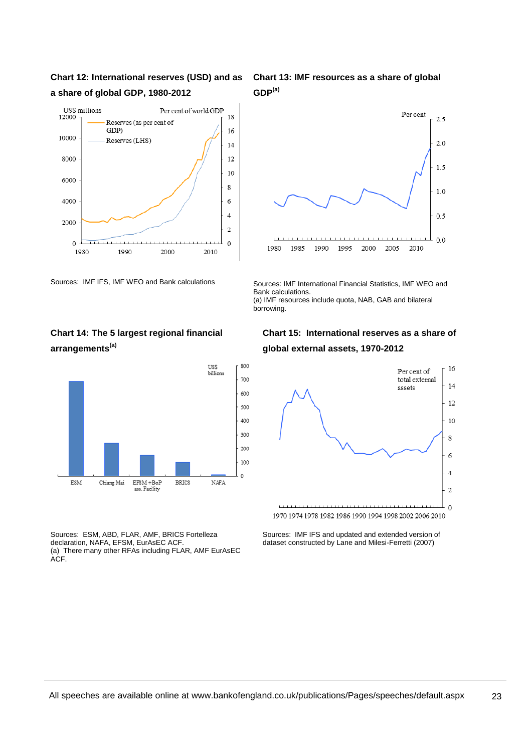**Chart 12: International reserves (USD) and as a share of global GDP, 1980-2012**

Sources: IMF IFS, IMF WEO and Bank calculations

**Chart 13: IMF resources as a share of global GDP[(a)]**

Sources: IMF International Financial Statistics, IMF WEO and Bank calculations.
(a) IMF resources include quota, NAB, GAB and bilateral borrowing.

**Chart 14: The 5 largest regional financial arrangements[(a)]**

Sources: ESM, ABD, FLAR, AMF, BRICS Fortelleza declaration, NAFA, EFSM, EurAsEC ACF.
(a) There many other RFAs including FLAR, AMF EurAsEC ACF.

**Chart 15: International reserves as a share of global external assets, 1970-2012**

Sources: IMF IFS and updated and extended version of dataset constructed by Lane and Milesi-Ferretti (2007)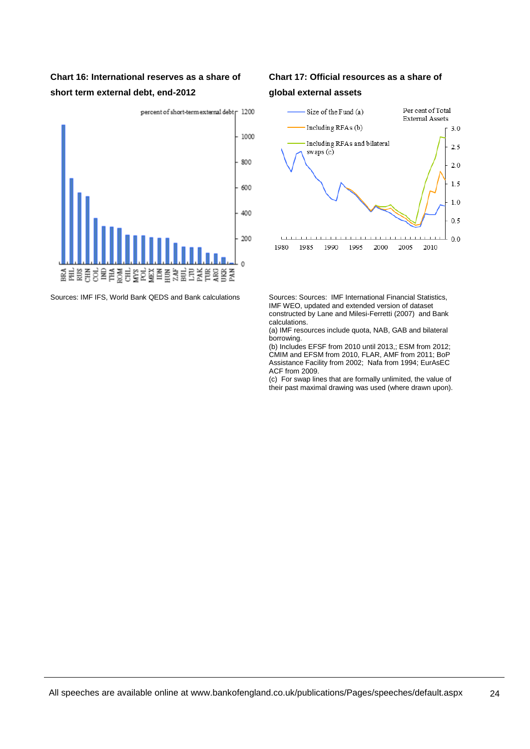**Chart 16: International reserves as a share of short term external debt, end-2012**

**Chart 17: Official resources as a share of global external assets**

Sources: IMF IFS, World Bank QEDS and Bank calculations

Sources: Sources: IMF International Financial Statistics, IMF WEO, updated and extended version of dataset constructed by Lane and Milesi-Ferretti (2007) and Bank calculations.

(a) IMF resources include quota, NAB, GAB and bilateral borrowing.

(b) Includes EFSF from 2010 until 2013,; ESM from 2012; CMIM and EFSM from 2010, FLAR, AMF from 2011; BoP Assistance Facility from 2002; Nafa from 1994; EurAsEC ACF from 2009.

(c) For swap lines that are formally unlimited, the value of their past maximal drawing was used (where drawn upon).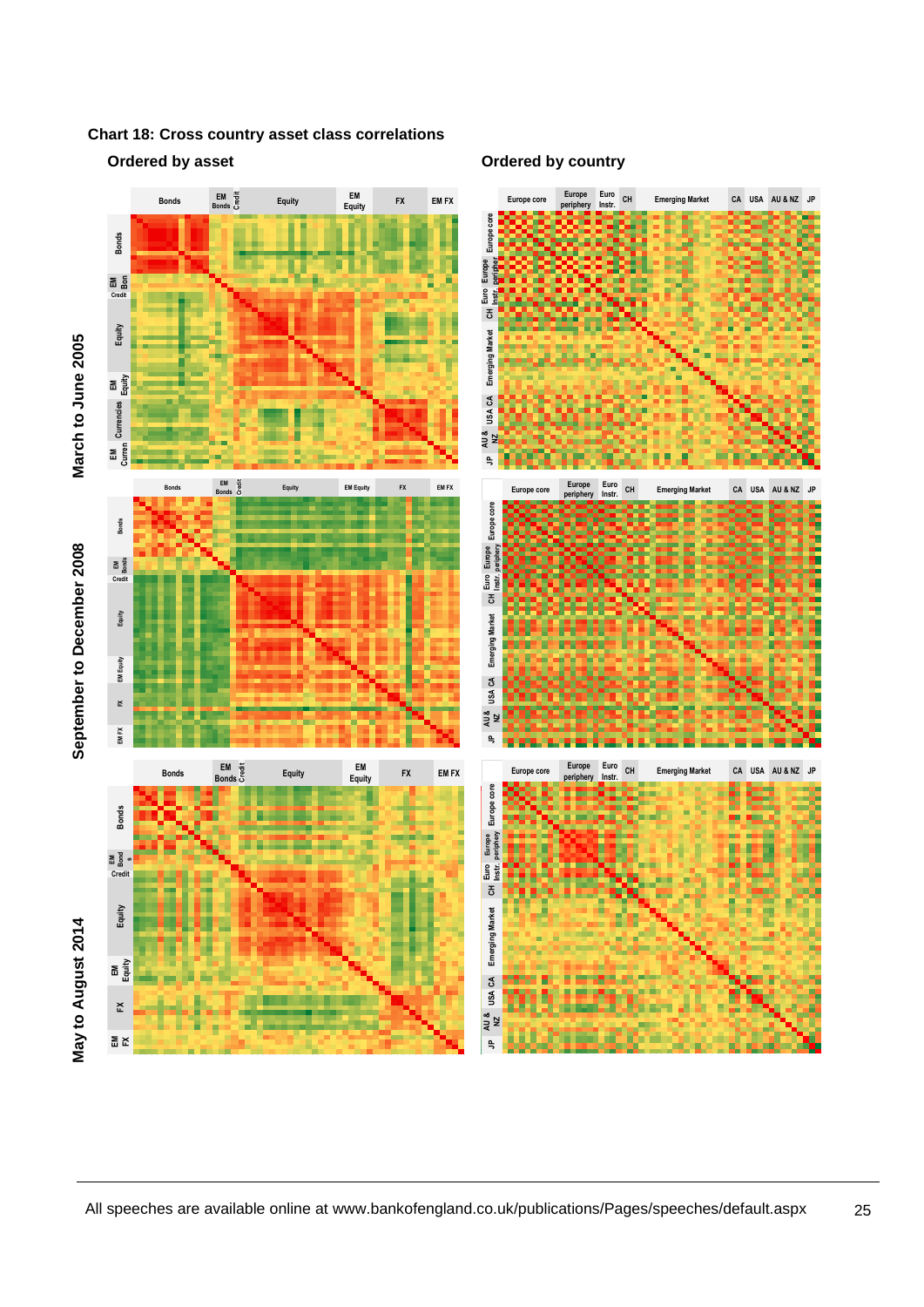**Chart 18: Cross country asset class correlations**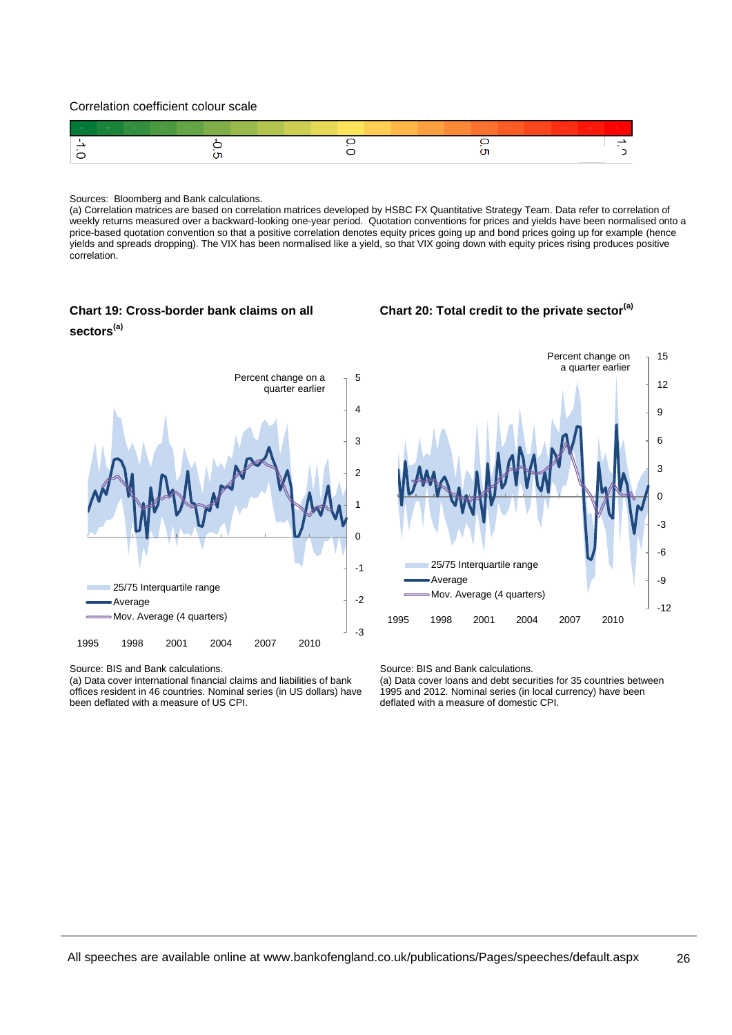Correlation coefficient colour scale

| -1.0 | -0.5 | 0.0 | 0.5 | 1.0 |
|---|---|---|---|---|

Sources: Bloomberg and Bank calculations.
(a) Correlation matrices are based on correlation matrices developed by HSBC FX Quantitative Strategy Team. Data refer to correlation of weekly returns measured over a backward-looking one-year period. Quotation conventions for prices and yields have been normalised onto a price-based quotation convention so that a positive correlation denotes equity prices going up and bond prices going up for example (hence yields and spreads dropping). The VIX has been normalised like a yield, so that VIX going down with equity prices rising produces positive correlation.

**Chart 19: Cross-border bank claims on all sectors[(a)]**

Percent change on a quarter earlier

25/75 Interquartile range
Average
Mov. Average (4 quarters)

Source: BIS and Bank calculations.
(a) Data cover international financial claims and liabilities of bank offices resident in 46 countries. Nominal series (in US dollars) have been deflated with a measure of US CPI.

**Chart 20: Total credit to the private sector[(a)]**

Percent change on a quarter earlier

25/75 Interquartile range
Average
Mov. Average (4 quarters)

Source: BIS and Bank calculations.
(a) Data cover loans and debt securities for 35 countries between 1995 and 2012. Nominal series (in local currency) have been deflated with a measure of domestic CPI.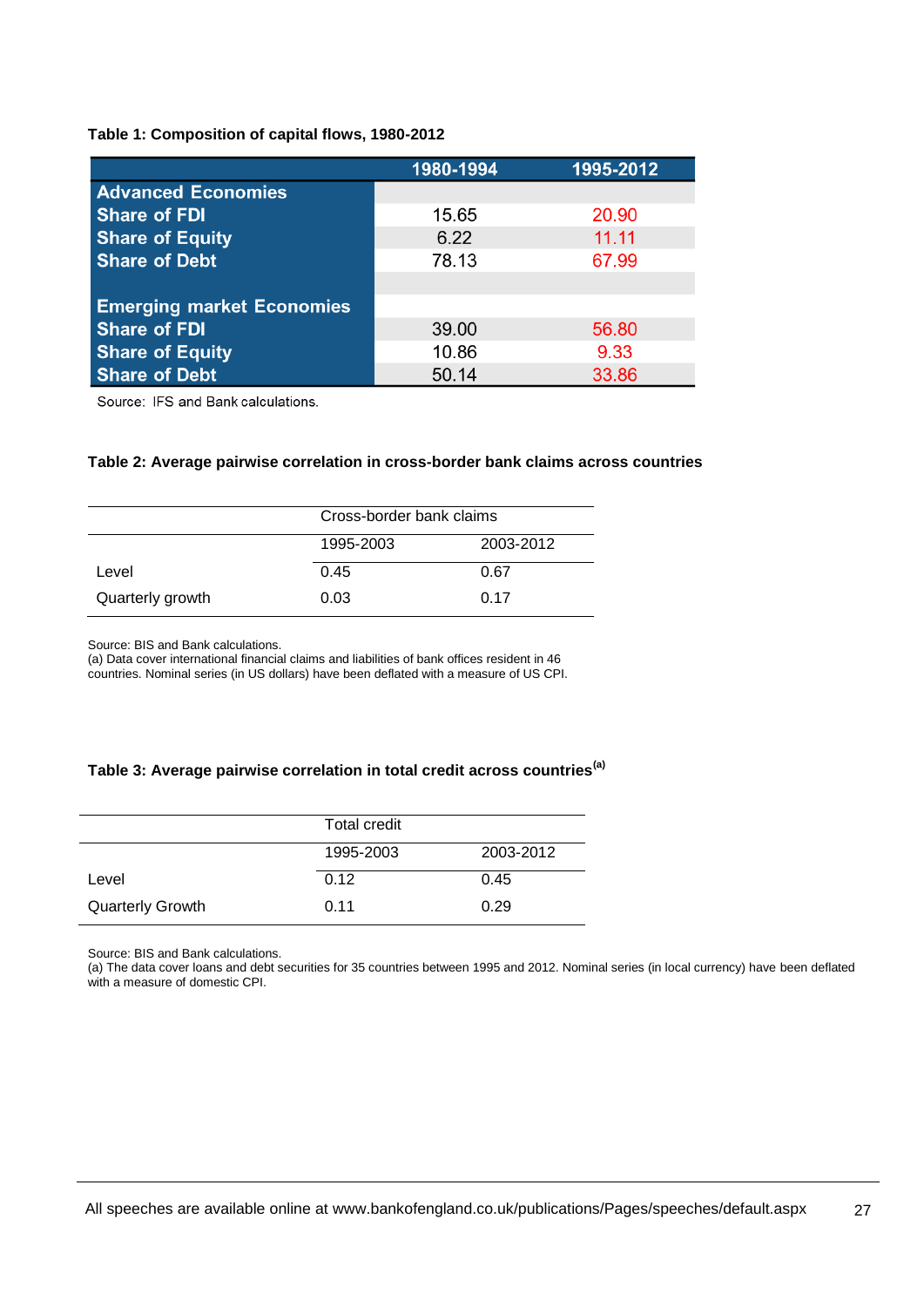**Table 1: Composition of capital flows, 1980-2012**

| | 1980-1994 | 1995-2012 |
|---|---|---|
| **Advanced Economies** | | |
| **Share of FDI** | 15.65 | 20.90 |
| **Share of Equity** | 6.22 | 11.11 |
| **Share of Debt** | 78.13 | 67.99 |
| | | |
| **Emerging market Economies** | | |
| **Share of FDI** | 39.00 | 56.80 |
| **Share of Equity** | 10.86 | 9.33 |
| **Share of Debt** | 50.14 | 33.86 |

Source: IFS and Bank calculations.

**Table 2: Average pairwise correlation in cross-border bank claims across countries**

| | Cross-border bank claims | |
|---|---|---|
| | 1995-2003 | 2003-2012 |
| Level | 0.45 | 0.67 |
| Quarterly growth | 0.03 | 0.17 |

Source: BIS and Bank calculations.
(a) Data cover international financial claims and liabilities of bank offices resident in 46 countries. Nominal series (in US dollars) have been deflated with a measure of US CPI.

**Table 3: Average pairwise correlation in total credit across countries[(a)]**

| | Total credit | |
|---|---|---|
| | 1995-2003 | 2003-2012 |
| Level | 0.12 | 0.45 |
| Quarterly Growth | 0.11 | 0.29 |

Source: BIS and Bank calculations.
(a) The data cover loans and debt securities for 35 countries between 1995 and 2012. Nominal series (in local currency) have been deflated with a measure of domestic CPI.